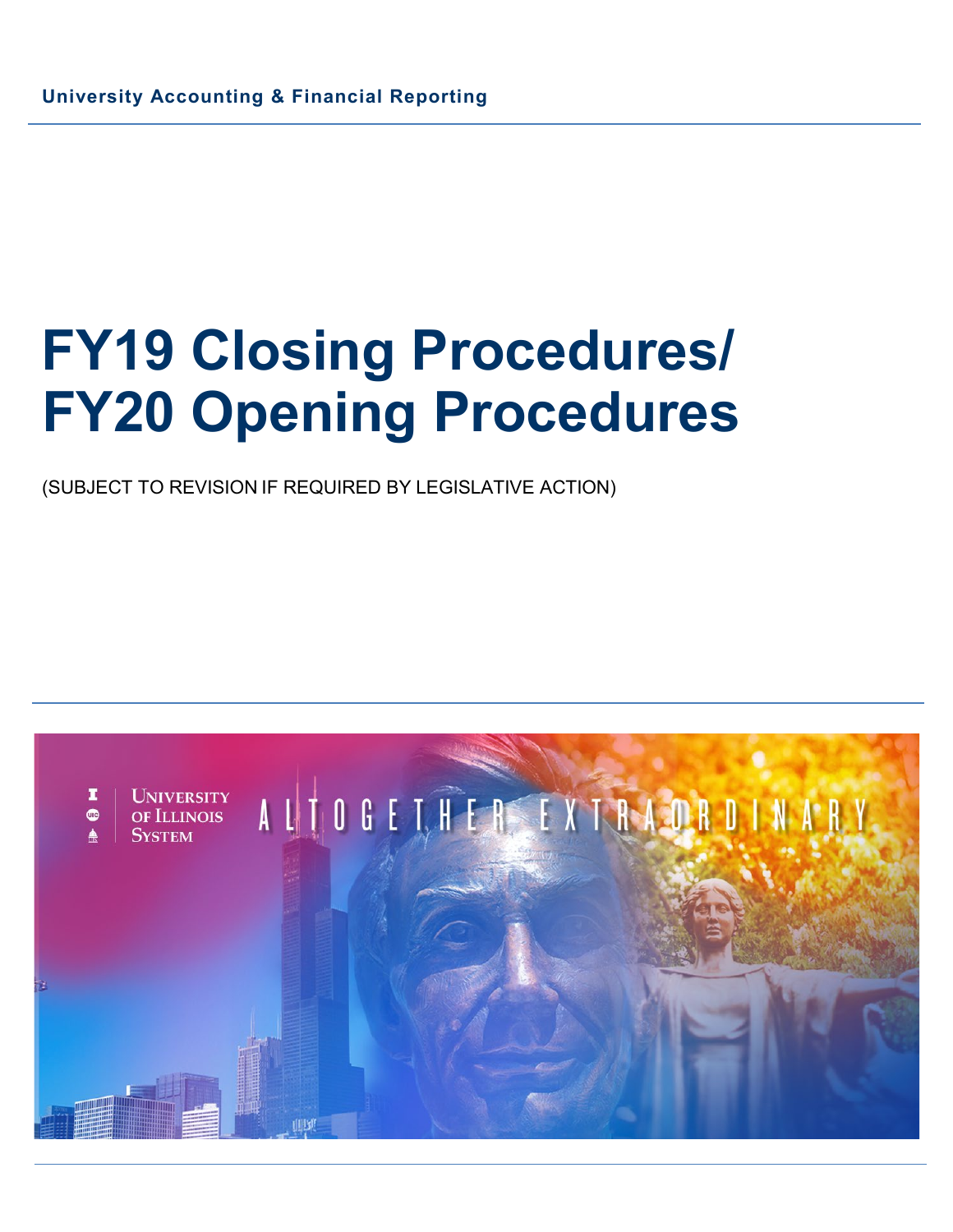University Accounting & Financial Reporting

# FY19 Closing Procedures/ FY20 Opening Procedures

(SUBJECT TO REVISION IF REQUIRED BY LEGISLATIVE ACTION)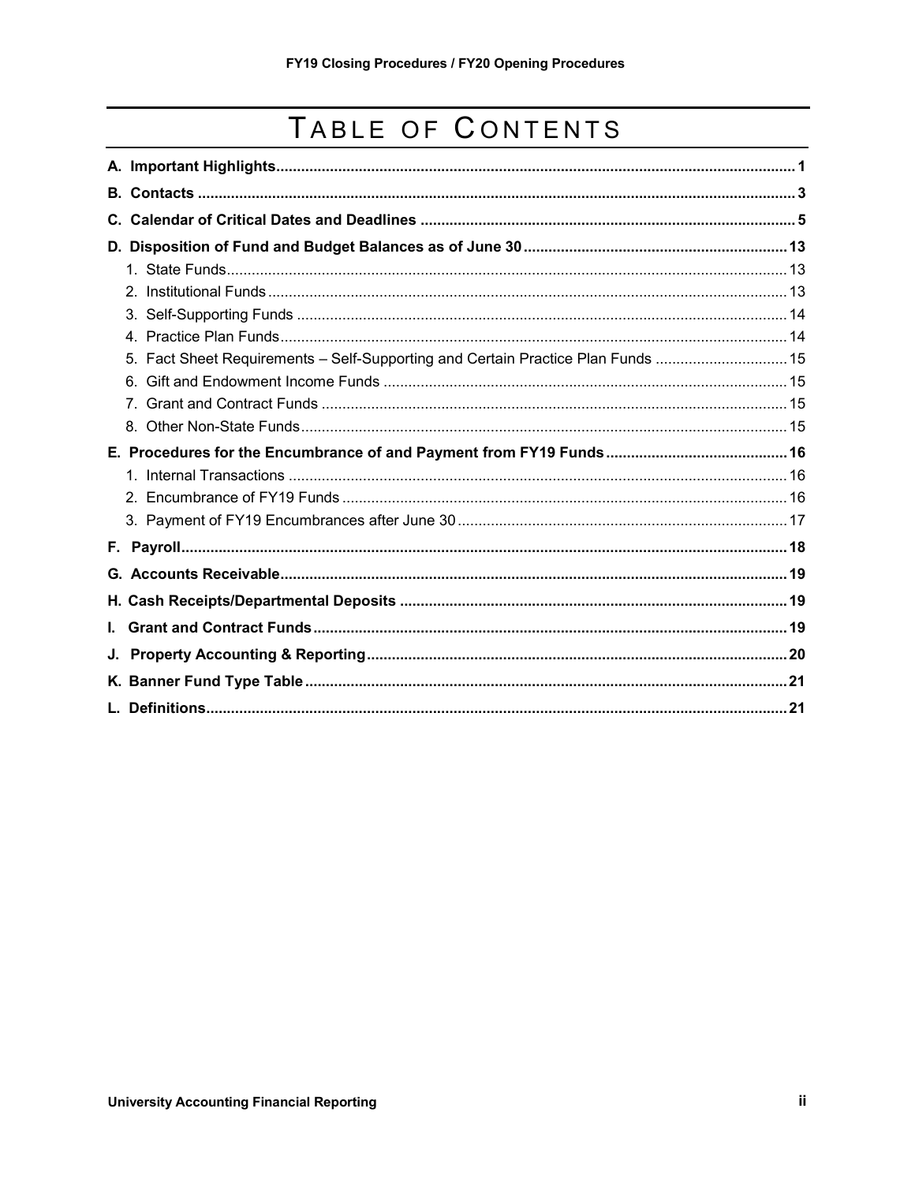# TABLE OF CONTENTS

**A. Important Highlights** ........ 1

**B. Contacts** ........ 3

**C. Calendar of Critical Dates and Deadlines** ........ 5

**D. Disposition of Fund and Budget Balances as of June 30** ........ 13

1. State Funds ........ 13
2. Institutional Funds ........ 13
3. Self-Supporting Funds ........ 14
4. Practice Plan Funds ........ 14
5. Fact Sheet Requirements – Self-Supporting and Certain Practice Plan Funds ........ 15
6. Gift and Endowment Income Funds ........ 15
7. Grant and Contract Funds ........ 15
8. Other Non-State Funds ........ 15

**E. Procedures for the Encumbrance of and Payment from FY19 Funds** ........ 16

1. Internal Transactions ........ 16
2. Encumbrance of FY19 Funds ........ 16
3. Payment of FY19 Encumbrances after June 30 ........ 17

**F. Payroll** ........ 18

**G. Accounts Receivable** ........ 19

**H. Cash Receipts/Departmental Deposits** ........ 19

**I. Grant and Contract Funds** ........ 19

**J. Property Accounting & Reporting** ........ 20

**K. Banner Fund Type Table** ........ 21

**L. Definitions** ........ 21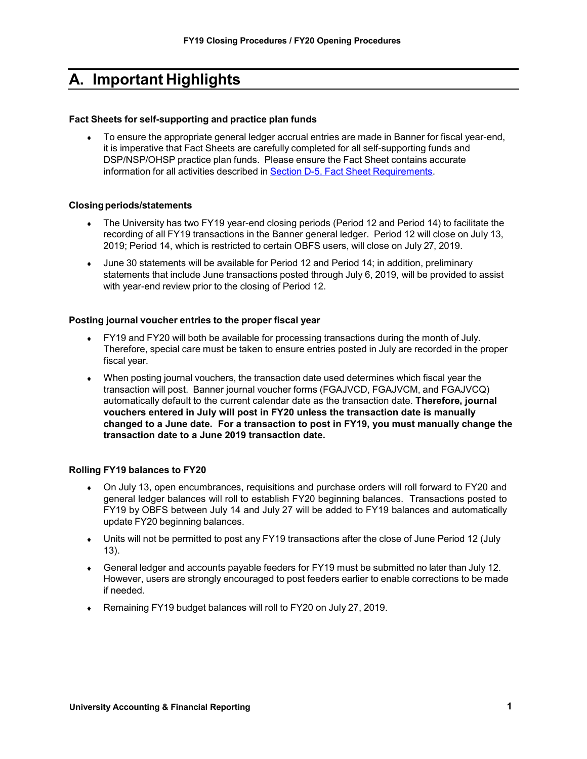# A. Important Highlights

### Fact Sheets for self-supporting and practice plan funds

- To ensure the appropriate general ledger accrual entries are made in Banner for fiscal year-end, it is imperative that Fact Sheets are carefully completed for all self-supporting funds and DSP/NSP/OHSP practice plan funds. Please ensure the Fact Sheet contains accurate information for all activities described in Section D-5. Fact Sheet Requirements.

### Closing periods/statements

- The University has two FY19 year-end closing periods (Period 12 and Period 14) to facilitate the recording of all FY19 transactions in the Banner general ledger. Period 12 will close on July 13, 2019; Period 14, which is restricted to certain OBFS users, will close on July 27, 2019.
- June 30 statements will be available for Period 12 and Period 14; in addition, preliminary statements that include June transactions posted through July 6, 2019, will be provided to assist with year-end review prior to the closing of Period 12.

### Posting journal voucher entries to the proper fiscal year

- FY19 and FY20 will both be available for processing transactions during the month of July. Therefore, special care must be taken to ensure entries posted in July are recorded in the proper fiscal year.
- When posting journal vouchers, the transaction date used determines which fiscal year the transaction will post. Banner journal voucher forms (FGAJVCD, FGAJVCM, and FGAJVCQ) automatically default to the current calendar date as the transaction date. **Therefore, journal vouchers entered in July will post in FY20 unless the transaction date is manually changed to a June date. For a transaction to post in FY19, you must manually change the transaction date to a June 2019 transaction date.**

### Rolling FY19 balances to FY20

- On July 13, open encumbrances, requisitions and purchase orders will roll forward to FY20 and general ledger balances will roll to establish FY20 beginning balances. Transactions posted to FY19 by OBFS between July 14 and July 27 will be added to FY19 balances and automatically update FY20 beginning balances.
- Units will not be permitted to post any FY19 transactions after the close of June Period 12 (July 13).
- General ledger and accounts payable feeders for FY19 must be submitted no later than July 12. However, users are strongly encouraged to post feeders earlier to enable corrections to be made if needed.
- Remaining FY19 budget balances will roll to FY20 on July 27, 2019.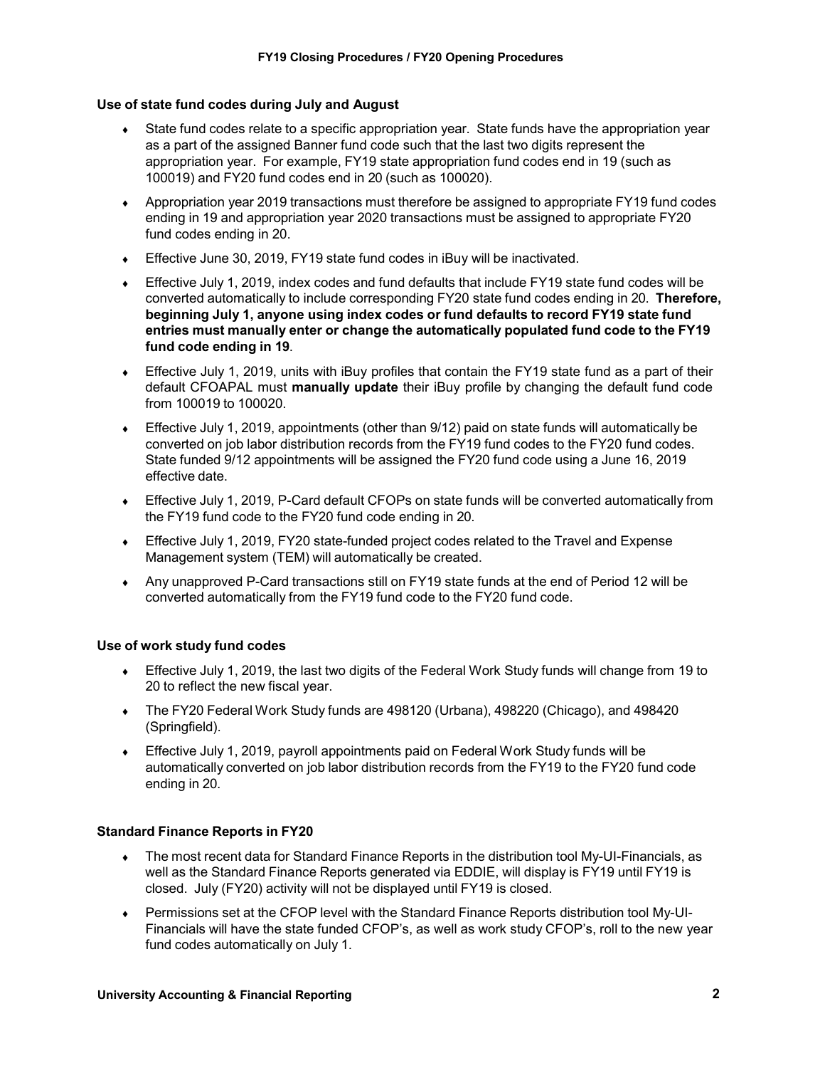### Use of state fund codes during July and August

- State fund codes relate to a specific appropriation year. State funds have the appropriation year as a part of the assigned Banner fund code such that the last two digits represent the appropriation year. For example, FY19 state appropriation fund codes end in 19 (such as 100019) and FY20 fund codes end in 20 (such as 100020).
- Appropriation year 2019 transactions must therefore be assigned to appropriate FY19 fund codes ending in 19 and appropriation year 2020 transactions must be assigned to appropriate FY20 fund codes ending in 20.
- Effective June 30, 2019, FY19 state fund codes in iBuy will be inactivated.
- Effective July 1, 2019, index codes and fund defaults that include FY19 state fund codes will be converted automatically to include corresponding FY20 state fund codes ending in 20. **Therefore, beginning July 1, anyone using index codes or fund defaults to record FY19 state fund entries must manually enter or change the automatically populated fund code to the FY19 fund code ending in 19**.
- Effective July 1, 2019, units with iBuy profiles that contain the FY19 state fund as a part of their default CFOAPAL must **manually update** their iBuy profile by changing the default fund code from 100019 to 100020.
- Effective July 1, 2019, appointments (other than 9/12) paid on state funds will automatically be converted on job labor distribution records from the FY19 fund codes to the FY20 fund codes. State funded 9/12 appointments will be assigned the FY20 fund code using a June 16, 2019 effective date.
- Effective July 1, 2019, P-Card default CFOPs on state funds will be converted automatically from the FY19 fund code to the FY20 fund code ending in 20.
- Effective July 1, 2019, FY20 state-funded project codes related to the Travel and Expense Management system (TEM) will automatically be created.
- Any unapproved P-Card transactions still on FY19 state funds at the end of Period 12 will be converted automatically from the FY19 fund code to the FY20 fund code.

### Use of work study fund codes

- Effective July 1, 2019, the last two digits of the Federal Work Study funds will change from 19 to 20 to reflect the new fiscal year.
- The FY20 Federal Work Study funds are 498120 (Urbana), 498220 (Chicago), and 498420 (Springfield).
- Effective July 1, 2019, payroll appointments paid on Federal Work Study funds will be automatically converted on job labor distribution records from the FY19 to the FY20 fund code ending in 20.

### Standard Finance Reports in FY20

- The most recent data for Standard Finance Reports in the distribution tool My-UI-Financials, as well as the Standard Finance Reports generated via EDDIE, will display is FY19 until FY19 is closed. July (FY20) activity will not be displayed until FY19 is closed.
- Permissions set at the CFOP level with the Standard Finance Reports distribution tool My-UI-Financials will have the state funded CFOP's, as well as work study CFOP's, roll to the new year fund codes automatically on July 1.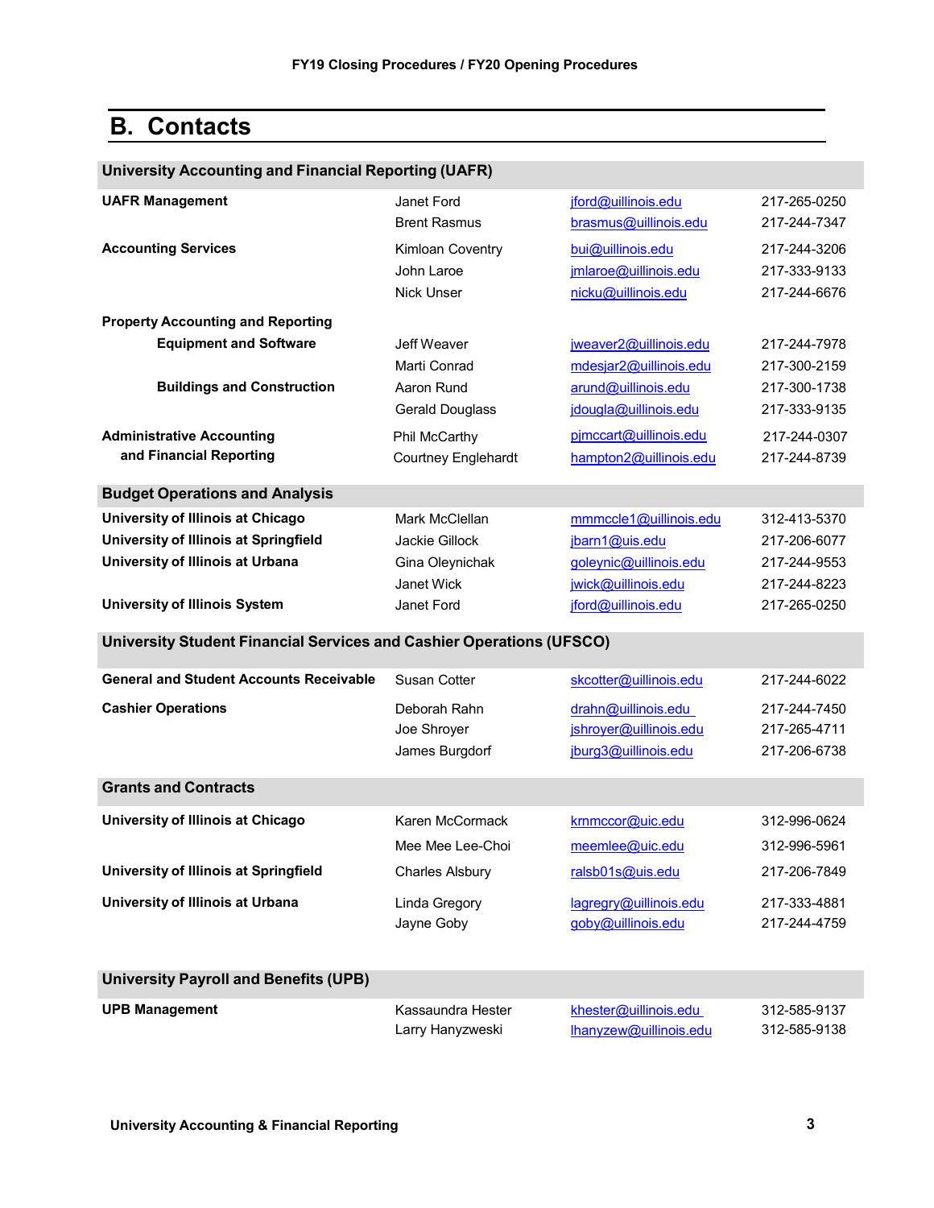## B. Contacts

### University Accounting and Financial Reporting (UAFR)

| | | | |
|---|---|---|---|
| **UAFR Management** | Janet Ford | jford@uillinois.edu | 217-265-0250 |
| | Brent Rasmus | brasmus@uillinois.edu | 217-244-7347 |
| **Accounting Services** | Kimloan Coventry | bui@uillinois.edu | 217-244-3206 |
| | John Laroe | jmlaroe@uillinois.edu | 217-333-9133 |
| | Nick Unser | nicku@uillinois.edu | 217-244-6676 |
| **Property Accounting and Reporting** | | | |
| **Equipment and Software** | Jeff Weaver | jweaver2@uillinois.edu | 217-244-7978 |
| | Marti Conrad | mdesjar2@uillinois.edu | 217-300-2159 |
| **Buildings and Construction** | Aaron Rund | arund@uillinois.edu | 217-300-1738 |
| | Gerald Douglass | jdougla@uillinois.edu | 217-333-9135 |
| **Administrative Accounting and Financial Reporting** | Phil McCarthy | pjmccart@uillinois.edu | 217-244-0307 |
| | Courtney Englehardt | hampton2@uillinois.edu | 217-244-8739 |

### Budget Operations and Analysis

| | | | |
|---|---|---|---|
| **University of Illinois at Chicago** | Mark McClellan | mmmccle1@uillinois.edu | 312-413-5370 |
| **University of Illinois at Springfield** | Jackie Gillock | jbarn1@uis.edu | 217-206-6077 |
| **University of Illinois at Urbana** | Gina Oleynichak | goleynic@uillinois.edu | 217-244-9553 |
| | Janet Wick | jwick@uillinois.edu | 217-244-8223 |
| **University of Illinois System** | Janet Ford | jford@uillinois.edu | 217-265-0250 |

### University Student Financial Services and Cashier Operations (UFSCO)

| | | | |
|---|---|---|---|
| **General and Student Accounts Receivable** | Susan Cotter | skcotter@uillinois.edu | 217-244-6022 |
| **Cashier Operations** | Deborah Rahn | drahn@uillinois.edu | 217-244-7450 |
| | Joe Shroyer | jshroyer@uillinois.edu | 217-265-4711 |
| | James Burgdorf | jburg3@uillinois.edu | 217-206-6738 |

### Grants and Contracts

| | | | |
|---|---|---|---|
| **University of Illinois at Chicago** | Karen McCormack | krnmccor@uic.edu | 312-996-0624 |
| | Mee Mee Lee-Choi | meemlee@uic.edu | 312-996-5961 |
| **University of Illinois at Springfield** | Charles Alsbury | ralsb01s@uis.edu | 217-206-7849 |
| **University of Illinois at Urbana** | Linda Gregory | lagregry@uillinois.edu | 217-333-4881 |
| | Jayne Goby | goby@uillinois.edu | 217-244-4759 |

### University Payroll and Benefits (UPB)

| | | | |
|---|---|---|---|
| **UPB Management** | Kassaundra Hester | khester@uillinois.edu | 312-585-9137 |
| | Larry Hanyzweski | lhanyzew@uillinois.edu | 312-585-9138 |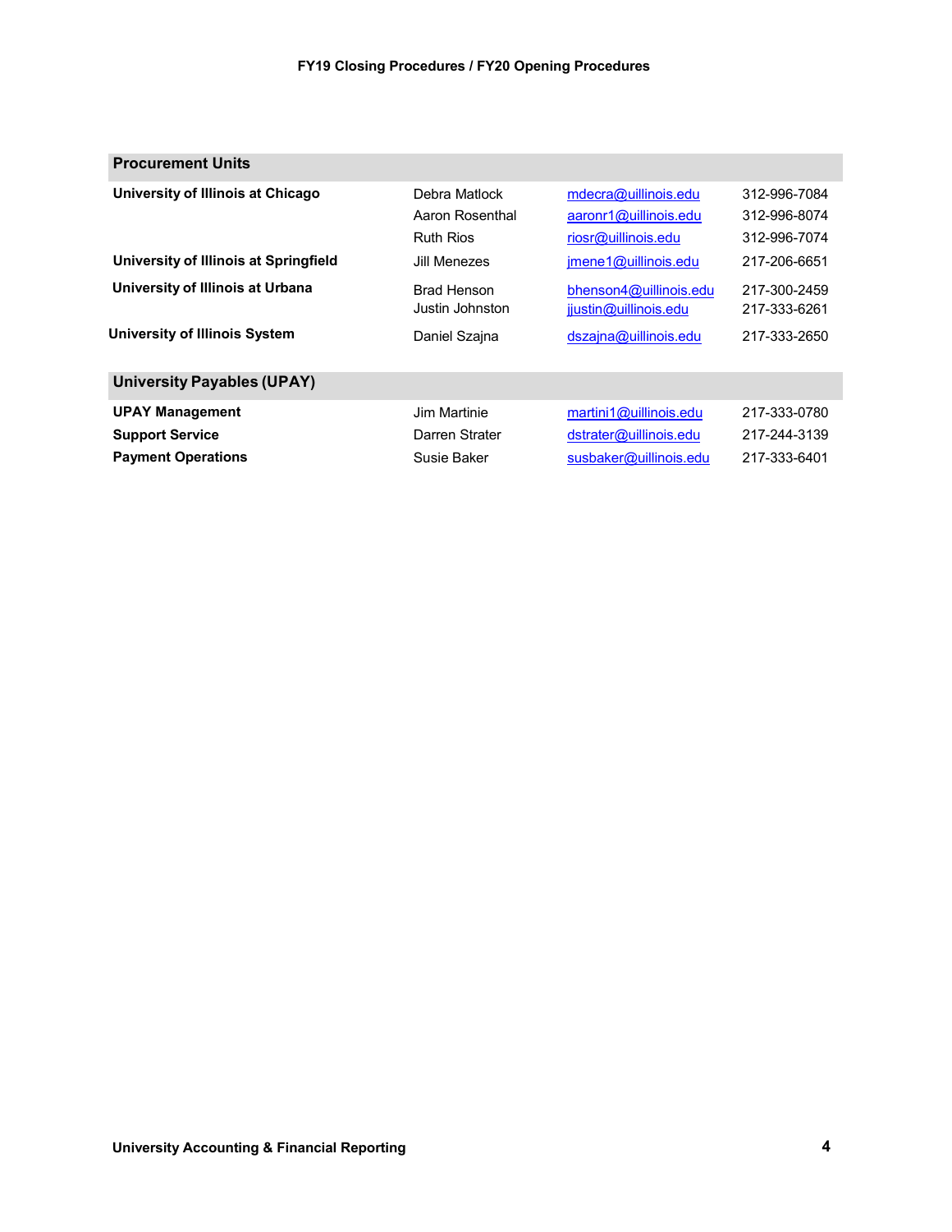| Procurement Units | | | |
|---|---|---|---|
| **University of Illinois at Chicago** | Debra Matlock | mdecra@uillinois.edu | 312-996-7084 |
| | Aaron Rosenthal | aaronr1@uillinois.edu | 312-996-8074 |
| | Ruth Rios | riosr@uillinois.edu | 312-996-7074 |
| **University of Illinois at Springfield** | Jill Menezes | jmene1@uillinois.edu | 217-206-6651 |
| **University of Illinois at Urbana** | Brad Henson | bhenson4@uillinois.edu | 217-300-2459 |
| | Justin Johnston | jjustin@uillinois.edu | 217-333-6261 |
| **University of Illinois System** | Daniel Szajna | dszajna@uillinois.edu | 217-333-2650 |

| University Payables (UPAY) | | | |
|---|---|---|---|
| **UPAY Management** | Jim Martinie | martini1@uillinois.edu | 217-333-0780 |
| **Support Service** | Darren Strater | dstrater@uillinois.edu | 217-244-3139 |
| **Payment Operations** | Susie Baker | susbaker@uillinois.edu | 217-333-6401 |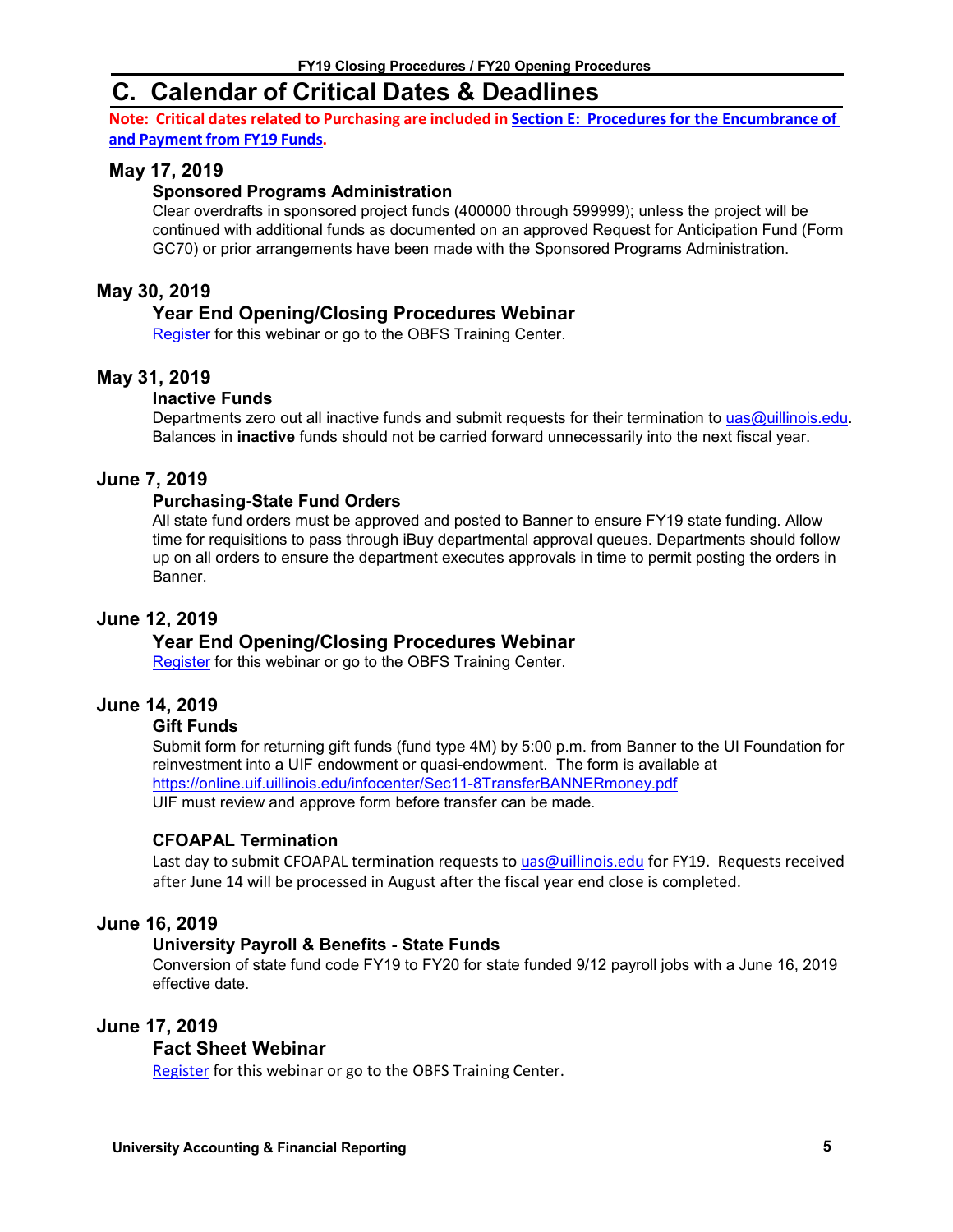# C. Calendar of Critical Dates & Deadlines

**Note: Critical dates related to Purchasing are included in Section E: Procedures for the Encumbrance of and Payment from FY19 Funds.**

### May 17, 2019

#### Sponsored Programs Administration

Clear overdrafts in sponsored project funds (400000 through 599999); unless the project will be continued with additional funds as documented on an approved Request for Anticipation Fund (Form GC70) or prior arrangements have been made with the Sponsored Programs Administration.

### May 30, 2019

#### Year End Opening/Closing Procedures Webinar

Register for this webinar or go to the OBFS Training Center.

### May 31, 2019

#### Inactive Funds

Departments zero out all inactive funds and submit requests for their termination to uas@uillinois.edu. Balances in **inactive** funds should not be carried forward unnecessarily into the next fiscal year.

### June 7, 2019

#### Purchasing-State Fund Orders

All state fund orders must be approved and posted to Banner to ensure FY19 state funding. Allow time for requisitions to pass through iBuy departmental approval queues. Departments should follow up on all orders to ensure the department executes approvals in time to permit posting the orders in Banner.

### June 12, 2019

#### Year End Opening/Closing Procedures Webinar

Register for this webinar or go to the OBFS Training Center.

### June 14, 2019

#### Gift Funds

Submit form for returning gift funds (fund type 4M) by 5:00 p.m. from Banner to the UI Foundation for reinvestment into a UIF endowment or quasi-endowment. The form is available at https://online.uif.uillinois.edu/infocenter/Sec11-8TransferBANNERmoney.pdf
UIF must review and approve form before transfer can be made.

#### CFOAPAL Termination

Last day to submit CFOAPAL termination requests to uas@uillinois.edu for FY19. Requests received after June 14 will be processed in August after the fiscal year end close is completed.

### June 16, 2019

#### University Payroll & Benefits - State Funds

Conversion of state fund code FY19 to FY20 for state funded 9/12 payroll jobs with a June 16, 2019 effective date.

### June 17, 2019

#### Fact Sheet Webinar

Register for this webinar or go to the OBFS Training Center.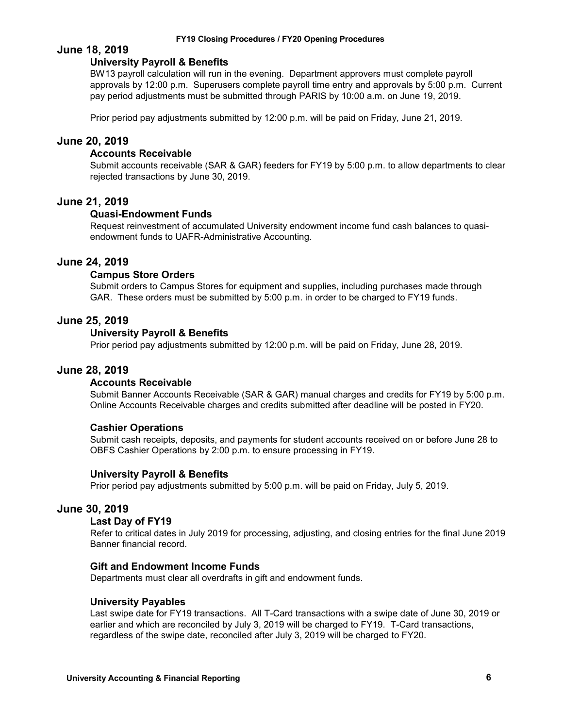## June 18, 2019

### University Payroll & Benefits

BW13 payroll calculation will run in the evening. Department approvers must complete payroll approvals by 12:00 p.m. Superusers complete payroll time entry and approvals by 5:00 p.m. Current pay period adjustments must be submitted through PARIS by 10:00 a.m. on June 19, 2019.

Prior period pay adjustments submitted by 12:00 p.m. will be paid on Friday, June 21, 2019.

## June 20, 2019

### Accounts Receivable

Submit accounts receivable (SAR & GAR) feeders for FY19 by 5:00 p.m. to allow departments to clear rejected transactions by June 30, 2019.

## June 21, 2019

### Quasi-Endowment Funds

Request reinvestment of accumulated University endowment income fund cash balances to quasi-endowment funds to UAFR-Administrative Accounting.

## June 24, 2019

### Campus Store Orders

Submit orders to Campus Stores for equipment and supplies, including purchases made through GAR. These orders must be submitted by 5:00 p.m. in order to be charged to FY19 funds.

## June 25, 2019

### University Payroll & Benefits

Prior period pay adjustments submitted by 12:00 p.m. will be paid on Friday, June 28, 2019.

## June 28, 2019

### Accounts Receivable

Submit Banner Accounts Receivable (SAR & GAR) manual charges and credits for FY19 by 5:00 p.m. Online Accounts Receivable charges and credits submitted after deadline will be posted in FY20.

### Cashier Operations

Submit cash receipts, deposits, and payments for student accounts received on or before June 28 to OBFS Cashier Operations by 2:00 p.m. to ensure processing in FY19.

### University Payroll & Benefits

Prior period pay adjustments submitted by 5:00 p.m. will be paid on Friday, July 5, 2019.

## June 30, 2019

### Last Day of FY19

Refer to critical dates in July 2019 for processing, adjusting, and closing entries for the final June 2019 Banner financial record.

### Gift and Endowment Income Funds

Departments must clear all overdrafts in gift and endowment funds.

### University Payables

Last swipe date for FY19 transactions. All T-Card transactions with a swipe date of June 30, 2019 or earlier and which are reconciled by July 3, 2019 will be charged to FY19. T-Card transactions, regardless of the swipe date, reconciled after July 3, 2019 will be charged to FY20.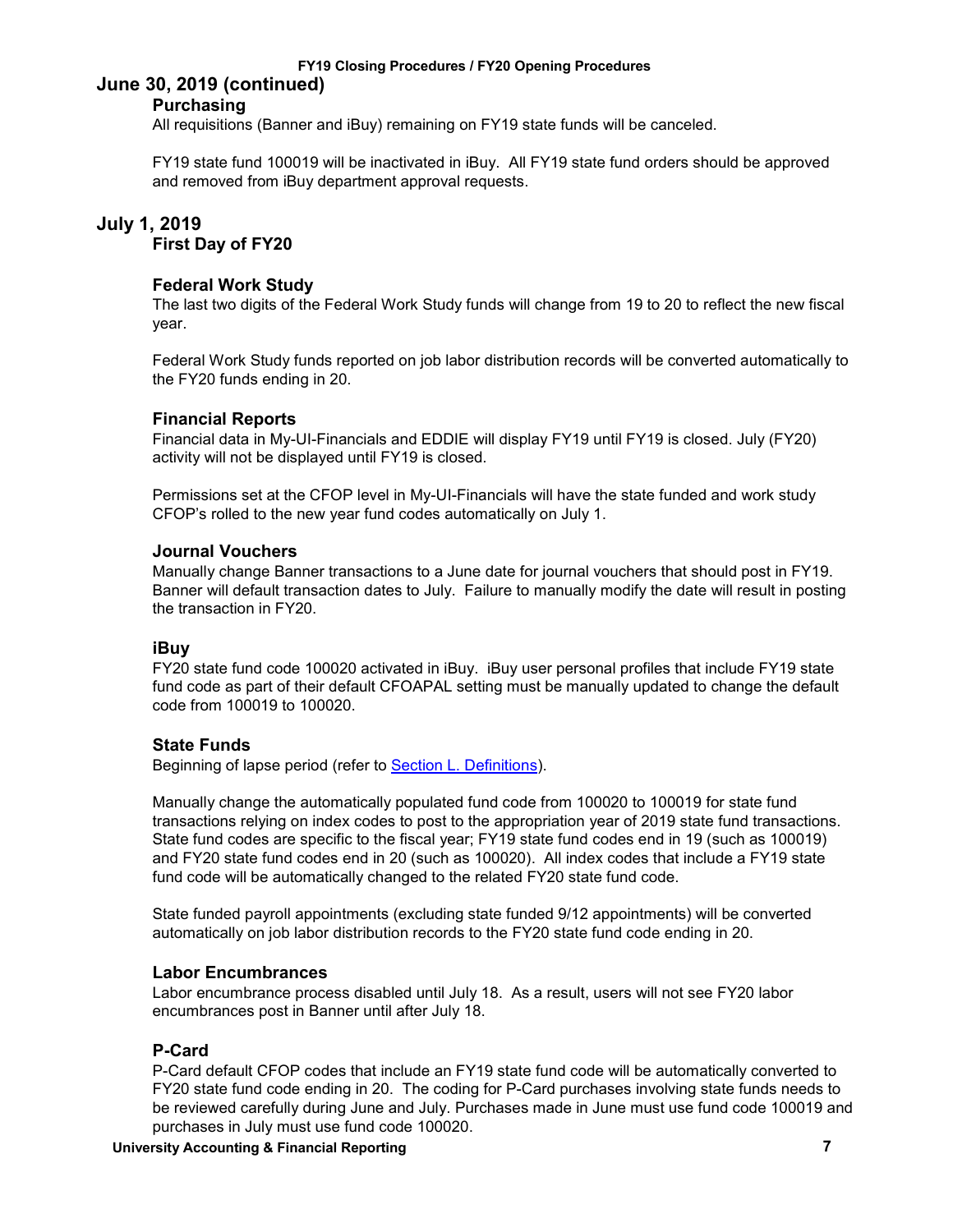## June 30, 2019 (continued)

### Purchasing

All requisitions (Banner and iBuy) remaining on FY19 state funds will be canceled.

FY19 state fund 100019 will be inactivated in iBuy. All FY19 state fund orders should be approved and removed from iBuy department approval requests.

## July 1, 2019

### First Day of FY20

### Federal Work Study

The last two digits of the Federal Work Study funds will change from 19 to 20 to reflect the new fiscal year.

Federal Work Study funds reported on job labor distribution records will be converted automatically to the FY20 funds ending in 20.

### Financial Reports

Financial data in My-UI-Financials and EDDIE will display FY19 until FY19 is closed. July (FY20) activity will not be displayed until FY19 is closed.

Permissions set at the CFOP level in My-UI-Financials will have the state funded and work study CFOP's rolled to the new year fund codes automatically on July 1.

### Journal Vouchers

Manually change Banner transactions to a June date for journal vouchers that should post in FY19. Banner will default transaction dates to July. Failure to manually modify the date will result in posting the transaction in FY20.

### iBuy

FY20 state fund code 100020 activated in iBuy. iBuy user personal profiles that include FY19 state fund code as part of their default CFOAPAL setting must be manually updated to change the default code from 100019 to 100020.

### State Funds

Beginning of lapse period (refer to Section L. Definitions).

Manually change the automatically populated fund code from 100020 to 100019 for state fund transactions relying on index codes to post to the appropriation year of 2019 state fund transactions. State fund codes are specific to the fiscal year; FY19 state fund codes end in 19 (such as 100019) and FY20 state fund codes end in 20 (such as 100020). All index codes that include a FY19 state fund code will be automatically changed to the related FY20 state fund code.

State funded payroll appointments (excluding state funded 9/12 appointments) will be converted automatically on job labor distribution records to the FY20 state fund code ending in 20.

### Labor Encumbrances

Labor encumbrance process disabled until July 18. As a result, users will not see FY20 labor encumbrances post in Banner until after July 18.

### P-Card

P-Card default CFOP codes that include an FY19 state fund code will be automatically converted to FY20 state fund code ending in 20. The coding for P-Card purchases involving state funds needs to be reviewed carefully during June and July. Purchases made in June must use fund code 100019 and purchases in July must use fund code 100020.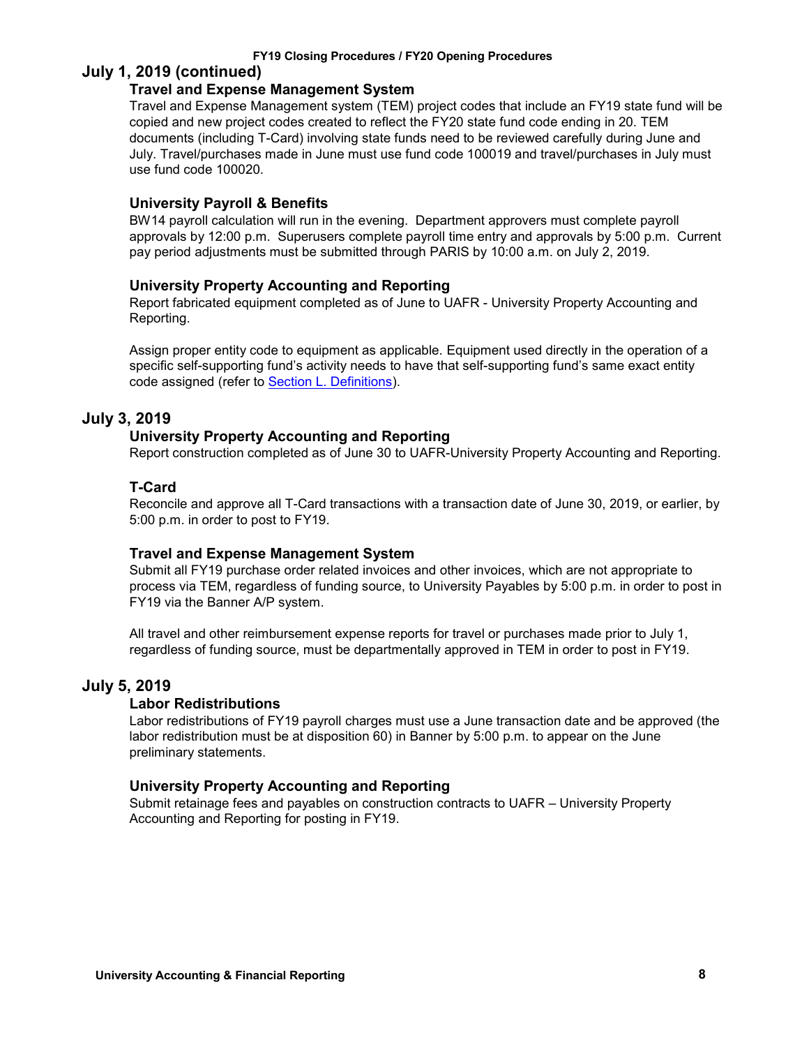## July 1, 2019 (continued)

### Travel and Expense Management System

Travel and Expense Management system (TEM) project codes that include an FY19 state fund will be copied and new project codes created to reflect the FY20 state fund code ending in 20. TEM documents (including T-Card) involving state funds need to be reviewed carefully during June and July. Travel/purchases made in June must use fund code 100019 and travel/purchases in July must use fund code 100020.

### University Payroll & Benefits

BW14 payroll calculation will run in the evening. Department approvers must complete payroll approvals by 12:00 p.m. Superusers complete payroll time entry and approvals by 5:00 p.m. Current pay period adjustments must be submitted through PARIS by 10:00 a.m. on July 2, 2019.

### University Property Accounting and Reporting

Report fabricated equipment completed as of June to UAFR - University Property Accounting and Reporting.

Assign proper entity code to equipment as applicable. Equipment used directly in the operation of a specific self-supporting fund's activity needs to have that self-supporting fund's same exact entity code assigned (refer to Section L. Definitions).

## July 3, 2019

### University Property Accounting and Reporting

Report construction completed as of June 30 to UAFR-University Property Accounting and Reporting.

### T-Card

Reconcile and approve all T-Card transactions with a transaction date of June 30, 2019, or earlier, by 5:00 p.m. in order to post to FY19.

### Travel and Expense Management System

Submit all FY19 purchase order related invoices and other invoices, which are not appropriate to process via TEM, regardless of funding source, to University Payables by 5:00 p.m. in order to post in FY19 via the Banner A/P system.

All travel and other reimbursement expense reports for travel or purchases made prior to July 1, regardless of funding source, must be departmentally approved in TEM in order to post in FY19.

## July 5, 2019

### Labor Redistributions

Labor redistributions of FY19 payroll charges must use a June transaction date and be approved (the labor redistribution must be at disposition 60) in Banner by 5:00 p.m. to appear on the June preliminary statements.

### University Property Accounting and Reporting

Submit retainage fees and payables on construction contracts to UAFR – University Property Accounting and Reporting for posting in FY19.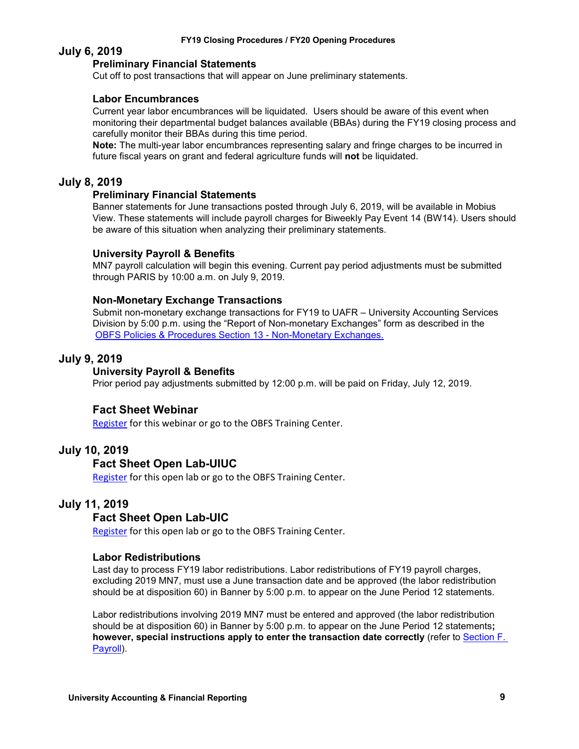## July 6, 2019

### Preliminary Financial Statements

Cut off to post transactions that will appear on June preliminary statements.

### Labor Encumbrances

Current year labor encumbrances will be liquidated. Users should be aware of this event when monitoring their departmental budget balances available (BBAs) during the FY19 closing process and carefully monitor their BBAs during this time period.

**Note:** The multi-year labor encumbrances representing salary and fringe charges to be incurred in future fiscal years on grant and federal agriculture funds will **not** be liquidated.

## July 8, 2019

### Preliminary Financial Statements

Banner statements for June transactions posted through July 6, 2019, will be available in Mobius View. These statements will include payroll charges for Biweekly Pay Event 14 (BW14). Users should be aware of this situation when analyzing their preliminary statements.

### University Payroll & Benefits

MN7 payroll calculation will begin this evening. Current pay period adjustments must be submitted through PARIS by 10:00 a.m. on July 9, 2019.

### Non-Monetary Exchange Transactions

Submit non-monetary exchange transactions for FY19 to UAFR – University Accounting Services Division by 5:00 p.m. using the "Report of Non-monetary Exchanges" form as described in the [OBFS Policies & Procedures Section 13 - Non-Monetary Exchanges.]()

## July 9, 2019

### University Payroll & Benefits

Prior period pay adjustments submitted by 12:00 p.m. will be paid on Friday, July 12, 2019.

### Fact Sheet Webinar

[Register]() for this webinar or go to the OBFS Training Center.

## July 10, 2019

### Fact Sheet Open Lab-UIUC

[Register]() for this open lab or go to the OBFS Training Center.

## July 11, 2019

### Fact Sheet Open Lab-UIC

[Register]() for this open lab or go to the OBFS Training Center.

### Labor Redistributions

Last day to process FY19 labor redistributions. Labor redistributions of FY19 payroll charges, excluding 2019 MN7, must use a June transaction date and be approved (the labor redistribution should be at disposition 60) in Banner by 5:00 p.m. to appear on the June Period 12 statements.

Labor redistributions involving 2019 MN7 must be entered and approved (the labor redistribution should be at disposition 60) in Banner by 5:00 p.m. to appear on the June Period 12 statements**; however, special instructions apply to enter the transaction date correctly** (refer to [Section F. Payroll]()).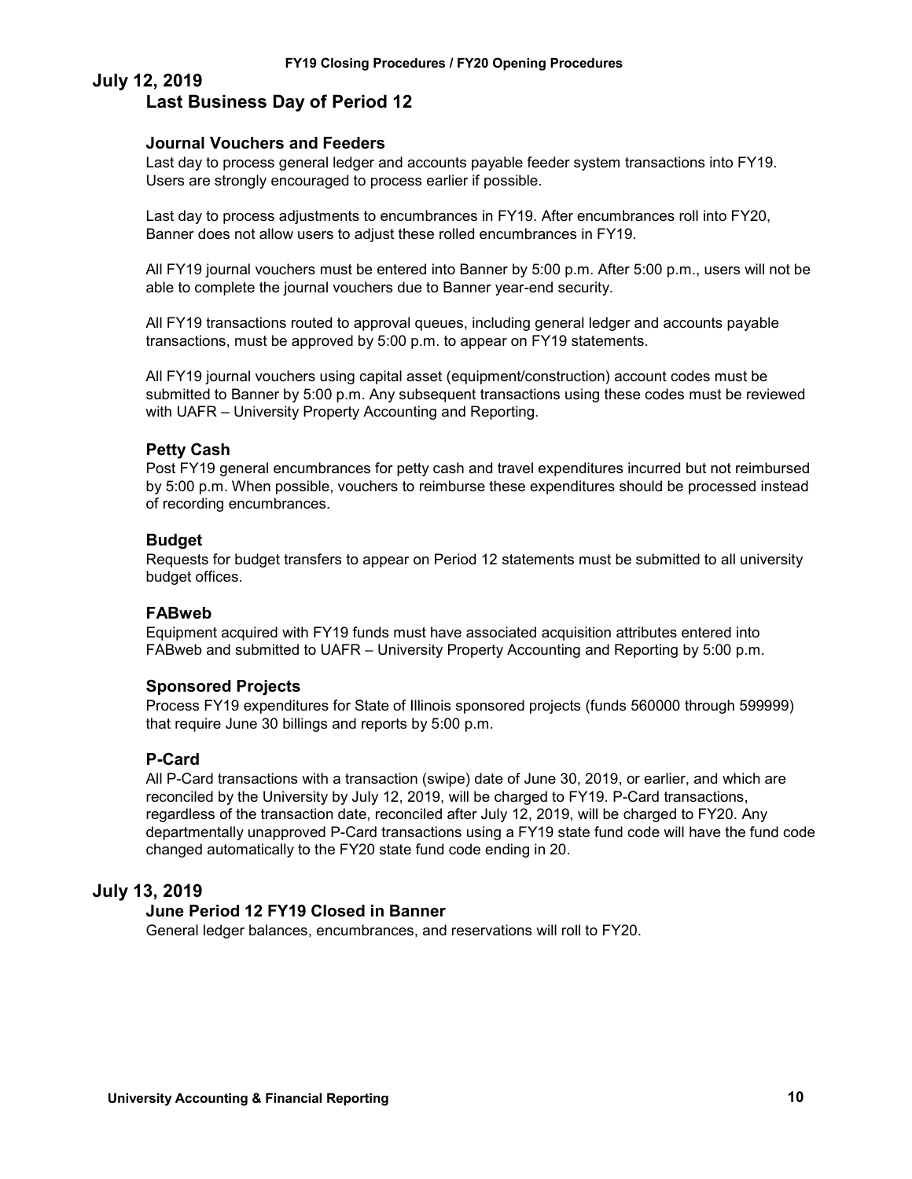## July 12, 2019

### Last Business Day of Period 12

#### Journal Vouchers and Feeders

Last day to process general ledger and accounts payable feeder system transactions into FY19. Users are strongly encouraged to process earlier if possible.

Last day to process adjustments to encumbrances in FY19. After encumbrances roll into FY20, Banner does not allow users to adjust these rolled encumbrances in FY19.

All FY19 journal vouchers must be entered into Banner by 5:00 p.m. After 5:00 p.m., users will not be able to complete the journal vouchers due to Banner year-end security.

All FY19 transactions routed to approval queues, including general ledger and accounts payable transactions, must be approved by 5:00 p.m. to appear on FY19 statements.

All FY19 journal vouchers using capital asset (equipment/construction) account codes must be submitted to Banner by 5:00 p.m. Any subsequent transactions using these codes must be reviewed with UAFR – University Property Accounting and Reporting.

#### Petty Cash

Post FY19 general encumbrances for petty cash and travel expenditures incurred but not reimbursed by 5:00 p.m. When possible, vouchers to reimburse these expenditures should be processed instead of recording encumbrances.

#### Budget

Requests for budget transfers to appear on Period 12 statements must be submitted to all university budget offices.

#### FABweb

Equipment acquired with FY19 funds must have associated acquisition attributes entered into FABweb and submitted to UAFR – University Property Accounting and Reporting by 5:00 p.m.

#### Sponsored Projects

Process FY19 expenditures for State of Illinois sponsored projects (funds 560000 through 599999) that require June 30 billings and reports by 5:00 p.m.

#### P-Card

All P-Card transactions with a transaction (swipe) date of June 30, 2019, or earlier, and which are reconciled by the University by July 12, 2019, will be charged to FY19. P-Card transactions, regardless of the transaction date, reconciled after July 12, 2019, will be charged to FY20. Any departmentally unapproved P-Card transactions using a FY19 state fund code will have the fund code changed automatically to the FY20 state fund code ending in 20.

## July 13, 2019

### June Period 12 FY19 Closed in Banner

General ledger balances, encumbrances, and reservations will roll to FY20.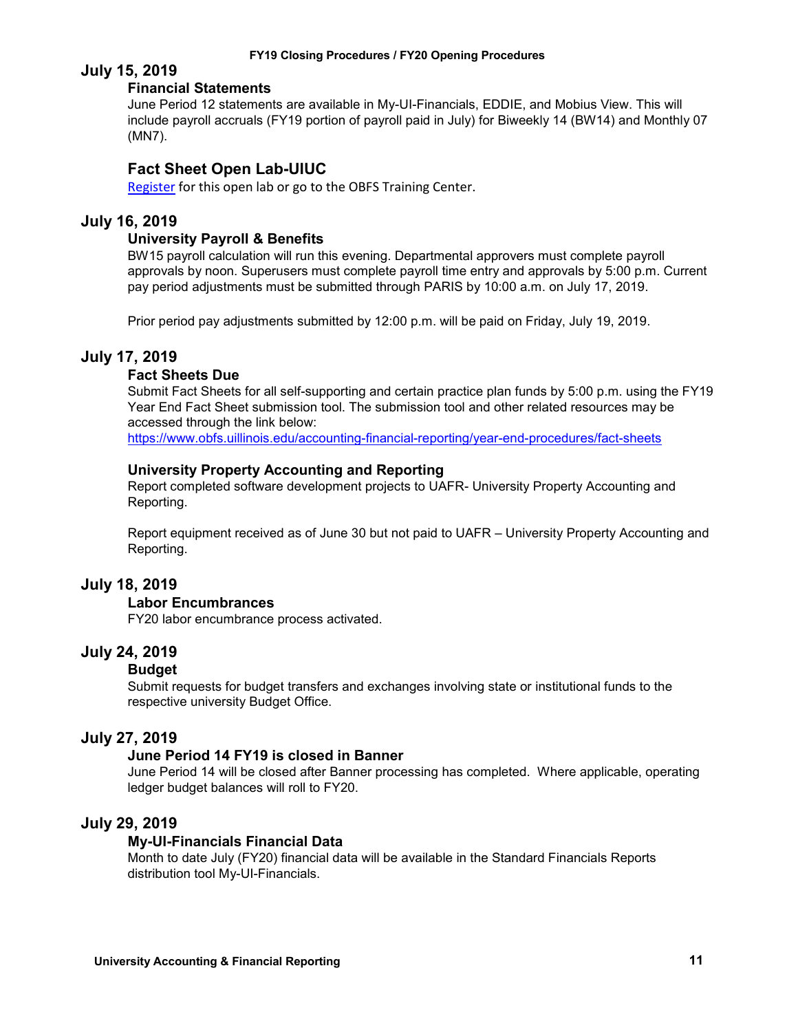## July 15, 2019

### Financial Statements

June Period 12 statements are available in My-UI-Financials, EDDIE, and Mobius View. This will include payroll accruals (FY19 portion of payroll paid in July) for Biweekly 14 (BW14) and Monthly 07 (MN7).

### Fact Sheet Open Lab-UIUC

[Register](Register) for this open lab or go to the OBFS Training Center.

## July 16, 2019

### University Payroll & Benefits

BW15 payroll calculation will run this evening. Departmental approvers must complete payroll approvals by noon. Superusers must complete payroll time entry and approvals by 5:00 p.m. Current pay period adjustments must be submitted through PARIS by 10:00 a.m. on July 17, 2019.

Prior period pay adjustments submitted by 12:00 p.m. will be paid on Friday, July 19, 2019.

## July 17, 2019

### Fact Sheets Due

Submit Fact Sheets for all self-supporting and certain practice plan funds by 5:00 p.m. using the FY19 Year End Fact Sheet submission tool. The submission tool and other related resources may be accessed through the link below:

https://www.obfs.uillinois.edu/accounting-financial-reporting/year-end-procedures/fact-sheets

### University Property Accounting and Reporting

Report completed software development projects to UAFR- University Property Accounting and Reporting.

Report equipment received as of June 30 but not paid to UAFR – University Property Accounting and Reporting.

## July 18, 2019

### Labor Encumbrances

FY20 labor encumbrance process activated.

## July 24, 2019

### Budget

Submit requests for budget transfers and exchanges involving state or institutional funds to the respective university Budget Office.

## July 27, 2019

### June Period 14 FY19 is closed in Banner

June Period 14 will be closed after Banner processing has completed. Where applicable, operating ledger budget balances will roll to FY20.

## July 29, 2019

### My-UI-Financials Financial Data

Month to date July (FY20) financial data will be available in the Standard Financials Reports distribution tool My-UI-Financials.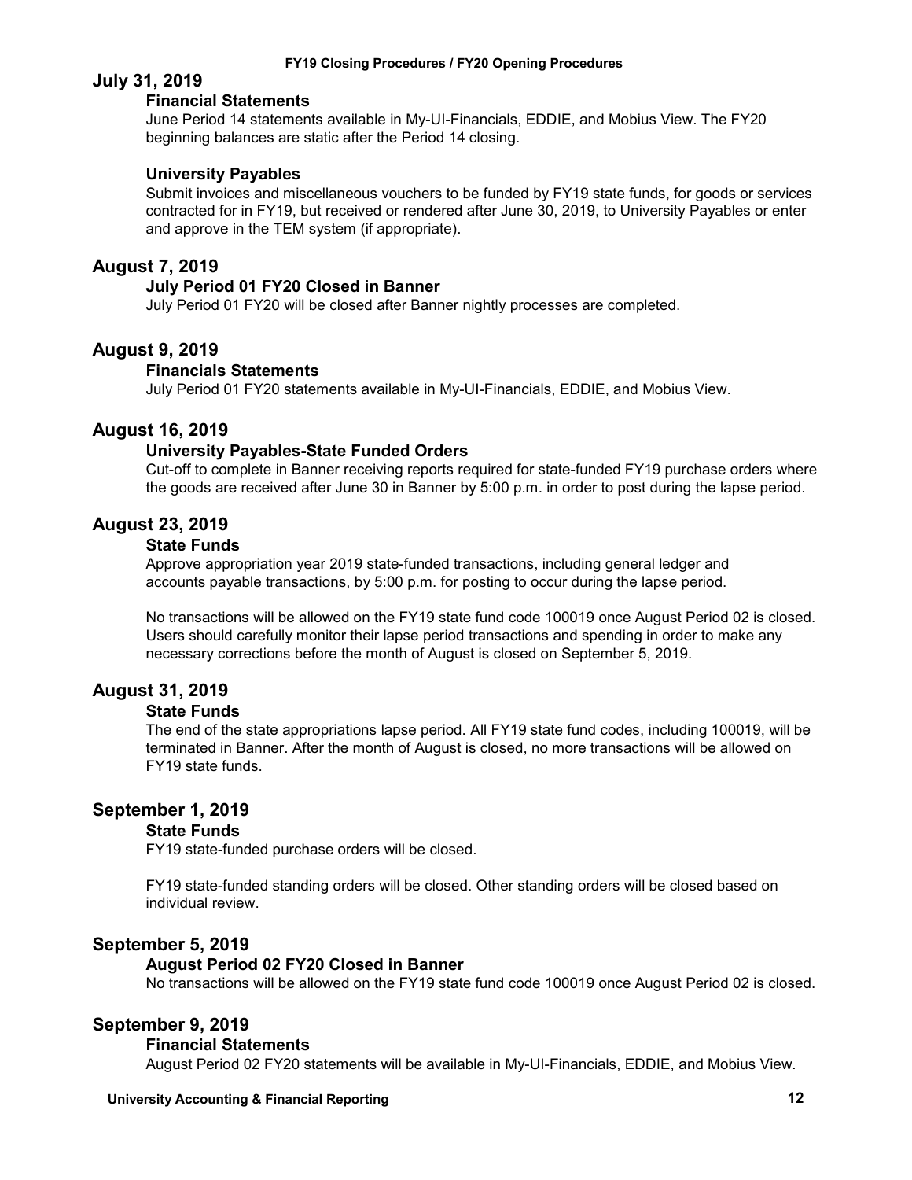## July 31, 2019

### Financial Statements

June Period 14 statements available in My-UI-Financials, EDDIE, and Mobius View. The FY20 beginning balances are static after the Period 14 closing.

### University Payables

Submit invoices and miscellaneous vouchers to be funded by FY19 state funds, for goods or services contracted for in FY19, but received or rendered after June 30, 2019, to University Payables or enter and approve in the TEM system (if appropriate).

## August 7, 2019

### July Period 01 FY20 Closed in Banner

July Period 01 FY20 will be closed after Banner nightly processes are completed.

## August 9, 2019

### Financials Statements

July Period 01 FY20 statements available in My-UI-Financials, EDDIE, and Mobius View.

## August 16, 2019

### University Payables-State Funded Orders

Cut-off to complete in Banner receiving reports required for state-funded FY19 purchase orders where the goods are received after June 30 in Banner by 5:00 p.m. in order to post during the lapse period.

## August 23, 2019

### State Funds

Approve appropriation year 2019 state-funded transactions, including general ledger and accounts payable transactions, by 5:00 p.m. for posting to occur during the lapse period.

No transactions will be allowed on the FY19 state fund code 100019 once August Period 02 is closed. Users should carefully monitor their lapse period transactions and spending in order to make any necessary corrections before the month of August is closed on September 5, 2019.

## August 31, 2019

### State Funds

The end of the state appropriations lapse period. All FY19 state fund codes, including 100019, will be terminated in Banner. After the month of August is closed, no more transactions will be allowed on FY19 state funds.

## September 1, 2019

### State Funds

FY19 state-funded purchase orders will be closed.

FY19 state-funded standing orders will be closed. Other standing orders will be closed based on individual review.

## September 5, 2019

### August Period 02 FY20 Closed in Banner

No transactions will be allowed on the FY19 state fund code 100019 once August Period 02 is closed.

## September 9, 2019

### Financial Statements

August Period 02 FY20 statements will be available in My-UI-Financials, EDDIE, and Mobius View.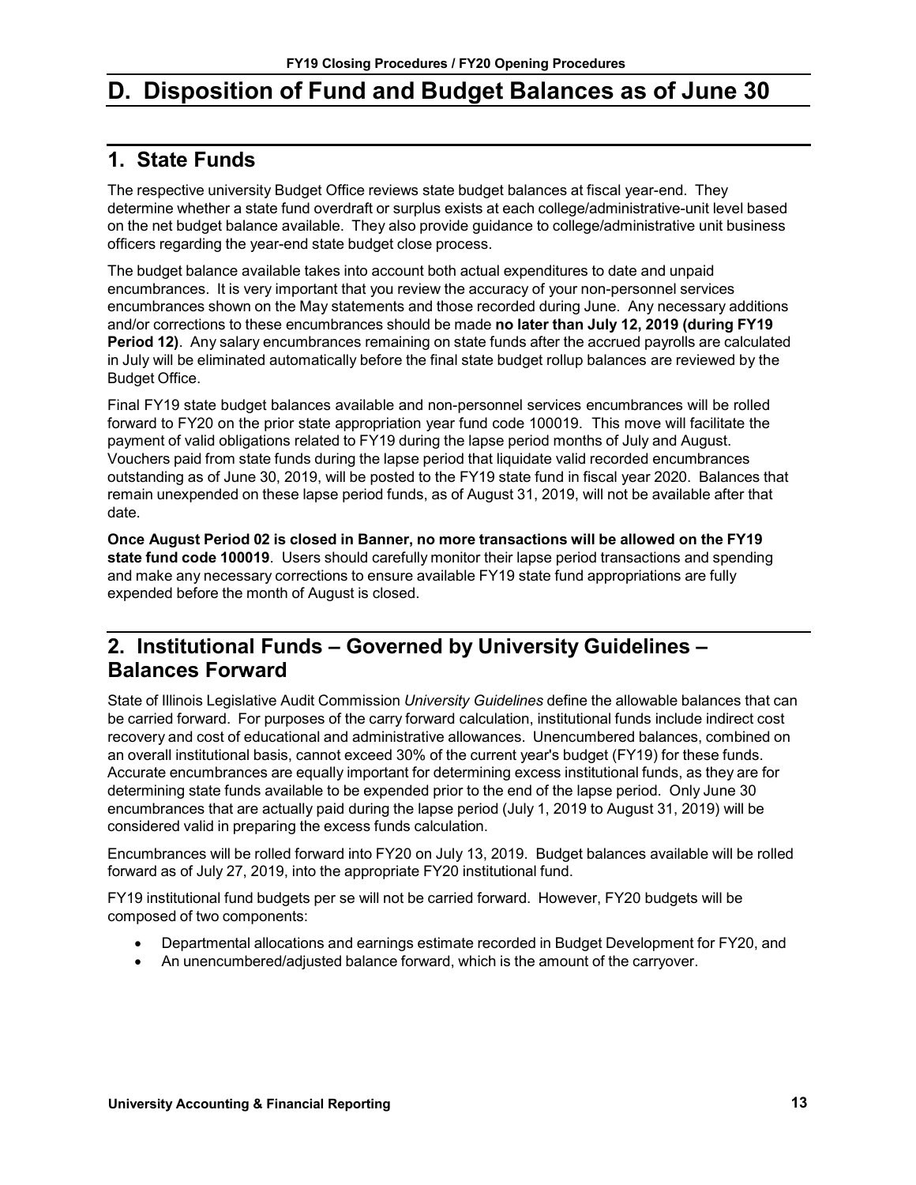# D. Disposition of Fund and Budget Balances as of June 30

## 1. State Funds

The respective university Budget Office reviews state budget balances at fiscal year-end. They determine whether a state fund overdraft or surplus exists at each college/administrative-unit level based on the net budget balance available. They also provide guidance to college/administrative unit business officers regarding the year-end state budget close process.

The budget balance available takes into account both actual expenditures to date and unpaid encumbrances. It is very important that you review the accuracy of your non-personnel services encumbrances shown on the May statements and those recorded during June. Any necessary additions and/or corrections to these encumbrances should be made **no later than July 12, 2019 (during FY19 Period 12)**. Any salary encumbrances remaining on state funds after the accrued payrolls are calculated in July will be eliminated automatically before the final state budget rollup balances are reviewed by the Budget Office.

Final FY19 state budget balances available and non-personnel services encumbrances will be rolled forward to FY20 on the prior state appropriation year fund code 100019. This move will facilitate the payment of valid obligations related to FY19 during the lapse period months of July and August. Vouchers paid from state funds during the lapse period that liquidate valid recorded encumbrances outstanding as of June 30, 2019, will be posted to the FY19 state fund in fiscal year 2020. Balances that remain unexpended on these lapse period funds, as of August 31, 2019, will not be available after that date.

**Once August Period 02 is closed in Banner, no more transactions will be allowed on the FY19 state fund code 100019**. Users should carefully monitor their lapse period transactions and spending and make any necessary corrections to ensure available FY19 state fund appropriations are fully expended before the month of August is closed.

## 2. Institutional Funds – Governed by University Guidelines – Balances Forward

State of Illinois Legislative Audit Commission *University Guidelines* define the allowable balances that can be carried forward. For purposes of the carry forward calculation, institutional funds include indirect cost recovery and cost of educational and administrative allowances. Unencumbered balances, combined on an overall institutional basis, cannot exceed 30% of the current year's budget (FY19) for these funds. Accurate encumbrances are equally important for determining excess institutional funds, as they are for determining state funds available to be expended prior to the end of the lapse period. Only June 30 encumbrances that are actually paid during the lapse period (July 1, 2019 to August 31, 2019) will be considered valid in preparing the excess funds calculation.

Encumbrances will be rolled forward into FY20 on July 13, 2019. Budget balances available will be rolled forward as of July 27, 2019, into the appropriate FY20 institutional fund.

FY19 institutional fund budgets per se will not be carried forward. However, FY20 budgets will be composed of two components:

- Departmental allocations and earnings estimate recorded in Budget Development for FY20, and
- An unencumbered/adjusted balance forward, which is the amount of the carryover.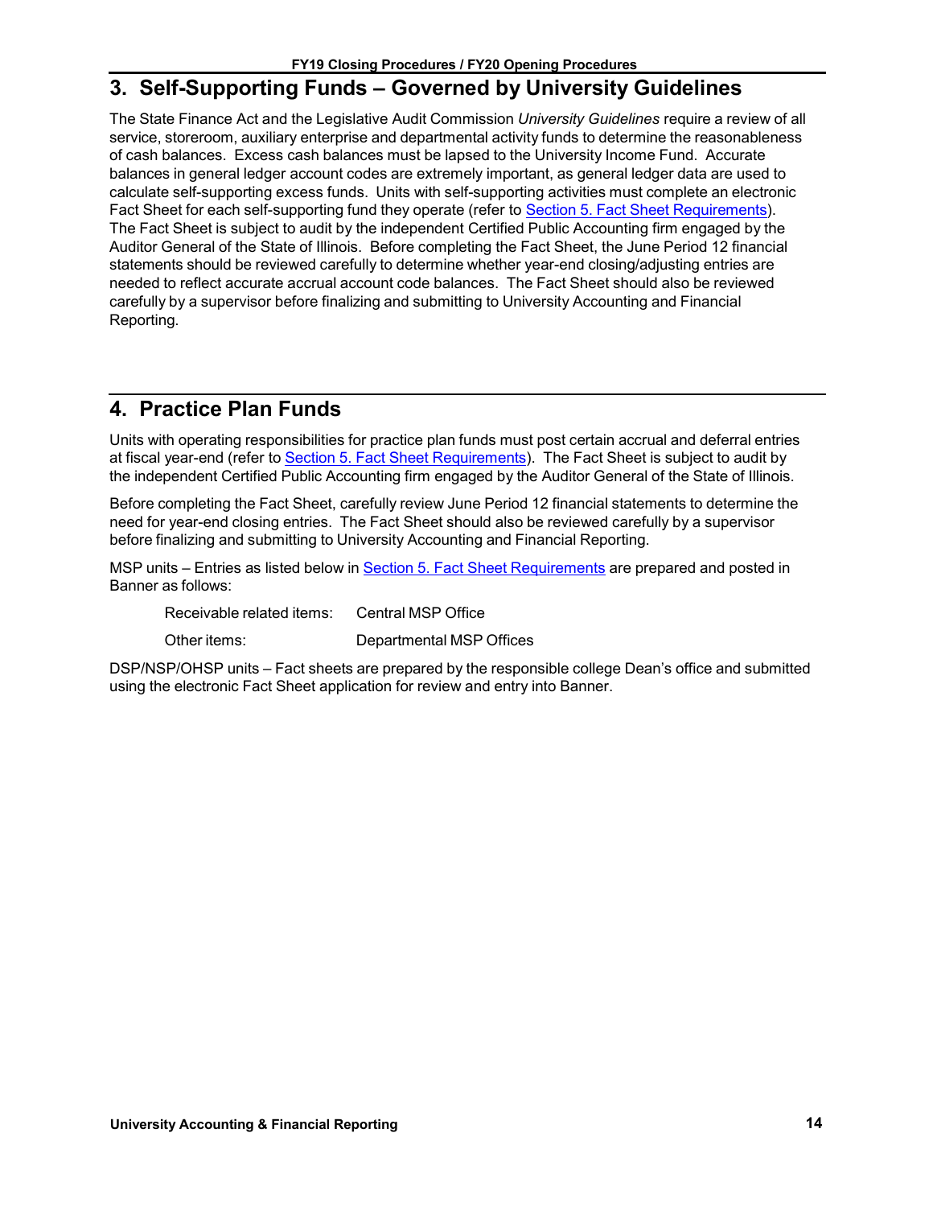## 3. Self-Supporting Funds – Governed by University Guidelines

The State Finance Act and the Legislative Audit Commission *University Guidelines* require a review of all service, storeroom, auxiliary enterprise and departmental activity funds to determine the reasonableness of cash balances. Excess cash balances must be lapsed to the University Income Fund. Accurate balances in general ledger account codes are extremely important, as general ledger data are used to calculate self-supporting excess funds. Units with self-supporting activities must complete an electronic Fact Sheet for each self-supporting fund they operate (refer to Section 5. Fact Sheet Requirements). The Fact Sheet is subject to audit by the independent Certified Public Accounting firm engaged by the Auditor General of the State of Illinois. Before completing the Fact Sheet, the June Period 12 financial statements should be reviewed carefully to determine whether year-end closing/adjusting entries are needed to reflect accurate accrual account code balances. The Fact Sheet should also be reviewed carefully by a supervisor before finalizing and submitting to University Accounting and Financial Reporting.

## 4. Practice Plan Funds

Units with operating responsibilities for practice plan funds must post certain accrual and deferral entries at fiscal year-end (refer to Section 5. Fact Sheet Requirements). The Fact Sheet is subject to audit by the independent Certified Public Accounting firm engaged by the Auditor General of the State of Illinois.

Before completing the Fact Sheet, carefully review June Period 12 financial statements to determine the need for year-end closing entries. The Fact Sheet should also be reviewed carefully by a supervisor before finalizing and submitting to University Accounting and Financial Reporting.

MSP units – Entries as listed below in Section 5. Fact Sheet Requirements are prepared and posted in Banner as follows:

| | |
|---|---|
| Receivable related items: | Central MSP Office |
| Other items: | Departmental MSP Offices |

DSP/NSP/OHSP units – Fact sheets are prepared by the responsible college Dean's office and submitted using the electronic Fact Sheet application for review and entry into Banner.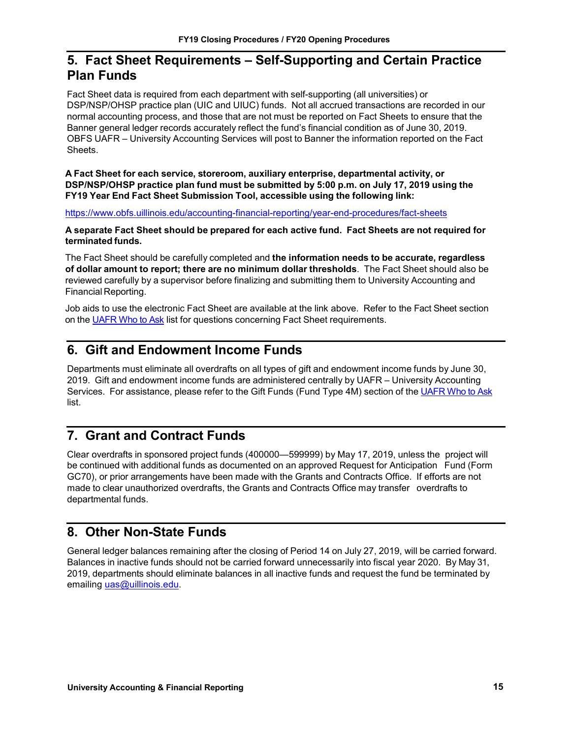## 5. Fact Sheet Requirements – Self-Supporting and Certain Practice Plan Funds

Fact Sheet data is required from each department with self-supporting (all universities) or DSP/NSP/OHSP practice plan (UIC and UIUC) funds. Not all accrued transactions are recorded in our normal accounting process, and those that are not must be reported on Fact Sheets to ensure that the Banner general ledger records accurately reflect the fund's financial condition as of June 30, 2019. OBFS UAFR – University Accounting Services will post to Banner the information reported on the Fact Sheets.

**A Fact Sheet for each service, storeroom, auxiliary enterprise, departmental activity, or DSP/NSP/OHSP practice plan fund must be submitted by 5:00 p.m. on July 17, 2019 using the FY19 Year End Fact Sheet Submission Tool, accessible using the following link:**

https://www.obfs.uillinois.edu/accounting-financial-reporting/year-end-procedures/fact-sheets

**A separate Fact Sheet should be prepared for each active fund. Fact Sheets are not required for terminated funds.**

The Fact Sheet should be carefully completed and **the information needs to be accurate, regardless of dollar amount to report; there are no minimum dollar thresholds**. The Fact Sheet should also be reviewed carefully by a supervisor before finalizing and submitting them to University Accounting and Financial Reporting.

Job aids to use the electronic Fact Sheet are available at the link above. Refer to the Fact Sheet section on the UAFR Who to Ask list for questions concerning Fact Sheet requirements.

## 6. Gift and Endowment Income Funds

Departments must eliminate all overdrafts on all types of gift and endowment income funds by June 30, 2019. Gift and endowment income funds are administered centrally by UAFR – University Accounting Services. For assistance, please refer to the Gift Funds (Fund Type 4M) section of the UAFR Who to Ask list.

## 7. Grant and Contract Funds

Clear overdrafts in sponsored project funds (400000—599999) by May 17, 2019, unless the project will be continued with additional funds as documented on an approved Request for Anticipation Fund (Form GC70), or prior arrangements have been made with the Grants and Contracts Office. If efforts are not made to clear unauthorized overdrafts, the Grants and Contracts Office may transfer overdrafts to departmental funds.

## 8. Other Non-State Funds

General ledger balances remaining after the closing of Period 14 on July 27, 2019, will be carried forward. Balances in inactive funds should not be carried forward unnecessarily into fiscal year 2020. By May 31, 2019, departments should eliminate balances in all inactive funds and request the fund be terminated by emailing uas@uillinois.edu.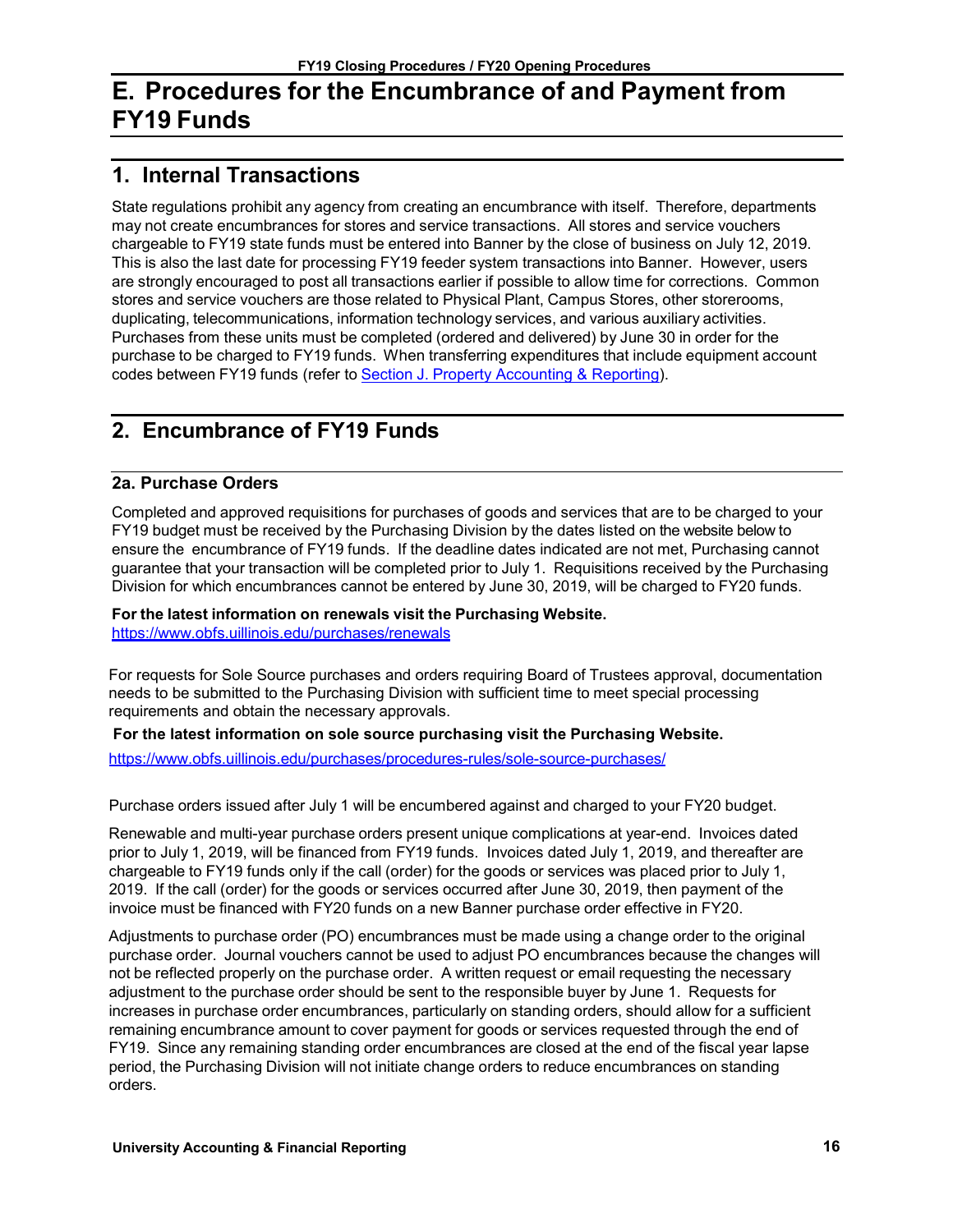# E. Procedures for the Encumbrance of and Payment from FY19 Funds

## 1. Internal Transactions

State regulations prohibit any agency from creating an encumbrance with itself. Therefore, departments may not create encumbrances for stores and service transactions. All stores and service vouchers chargeable to FY19 state funds must be entered into Banner by the close of business on July 12, 2019. This is also the last date for processing FY19 feeder system transactions into Banner. However, users are strongly encouraged to post all transactions earlier if possible to allow time for corrections. Common stores and service vouchers are those related to Physical Plant, Campus Stores, other storerooms, duplicating, telecommunications, information technology services, and various auxiliary activities. Purchases from these units must be completed (ordered and delivered) by June 30 in order for the purchase to be charged to FY19 funds. When transferring expenditures that include equipment account codes between FY19 funds (refer to Section J. Property Accounting & Reporting).

## 2. Encumbrance of FY19 Funds

### 2a. Purchase Orders

Completed and approved requisitions for purchases of goods and services that are to be charged to your FY19 budget must be received by the Purchasing Division by the dates listed on the website below to ensure the encumbrance of FY19 funds. If the deadline dates indicated are not met, Purchasing cannot guarantee that your transaction will be completed prior to July 1. Requisitions received by the Purchasing Division for which encumbrances cannot be entered by June 30, 2019, will be charged to FY20 funds.

**For the latest information on renewals visit the Purchasing Website.**
https://www.obfs.uillinois.edu/purchases/renewals

For requests for Sole Source purchases and orders requiring Board of Trustees approval, documentation needs to be submitted to the Purchasing Division with sufficient time to meet special processing requirements and obtain the necessary approvals.

**For the latest information on sole source purchasing visit the Purchasing Website.**

https://www.obfs.uillinois.edu/purchases/procedures-rules/sole-source-purchases/

Purchase orders issued after July 1 will be encumbered against and charged to your FY20 budget.

Renewable and multi-year purchase orders present unique complications at year-end. Invoices dated prior to July 1, 2019, will be financed from FY19 funds. Invoices dated July 1, 2019, and thereafter are chargeable to FY19 funds only if the call (order) for the goods or services was placed prior to July 1, 2019. If the call (order) for the goods or services occurred after June 30, 2019, then payment of the invoice must be financed with FY20 funds on a new Banner purchase order effective in FY20.

Adjustments to purchase order (PO) encumbrances must be made using a change order to the original purchase order. Journal vouchers cannot be used to adjust PO encumbrances because the changes will not be reflected properly on the purchase order. A written request or email requesting the necessary adjustment to the purchase order should be sent to the responsible buyer by June 1. Requests for increases in purchase order encumbrances, particularly on standing orders, should allow for a sufficient remaining encumbrance amount to cover payment for goods or services requested through the end of FY19. Since any remaining standing order encumbrances are closed at the end of the fiscal year lapse period, the Purchasing Division will not initiate change orders to reduce encumbrances on standing orders.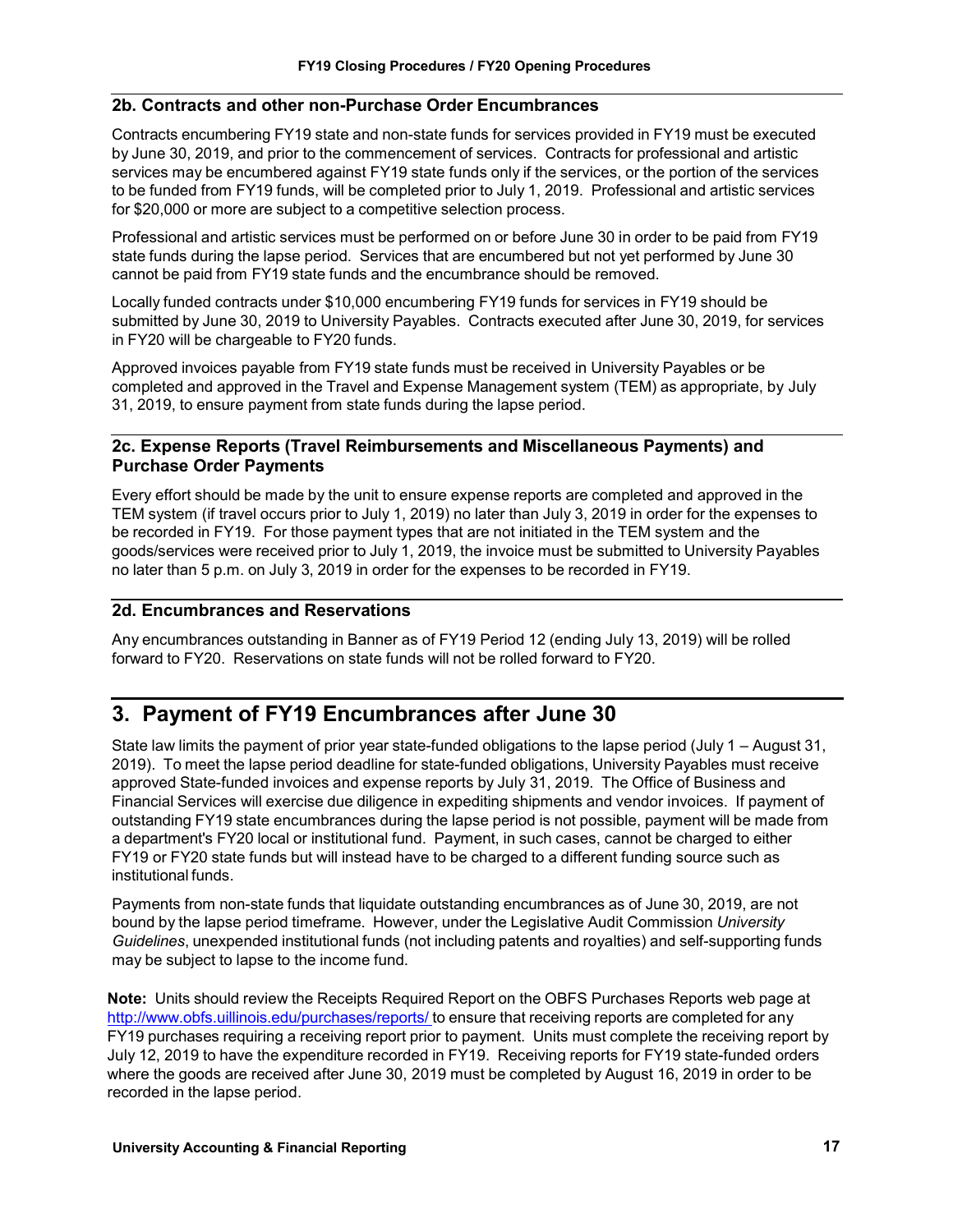## 2b. Contracts and other non-Purchase Order Encumbrances

Contracts encumbering FY19 state and non-state funds for services provided in FY19 must be executed by June 30, 2019, and prior to the commencement of services. Contracts for professional and artistic services may be encumbered against FY19 state funds only if the services, or the portion of the services to be funded from FY19 funds, will be completed prior to July 1, 2019. Professional and artistic services for $20,000 or more are subject to a competitive selection process.

Professional and artistic services must be performed on or before June 30 in order to be paid from FY19 state funds during the lapse period. Services that are encumbered but not yet performed by June 30 cannot be paid from FY19 state funds and the encumbrance should be removed.

Locally funded contracts under $10,000 encumbering FY19 funds for services in FY19 should be submitted by June 30, 2019 to University Payables. Contracts executed after June 30, 2019, for services in FY20 will be chargeable to FY20 funds.

Approved invoices payable from FY19 state funds must be received in University Payables or be completed and approved in the Travel and Expense Management system (TEM) as appropriate, by July 31, 2019, to ensure payment from state funds during the lapse period.

## 2c. Expense Reports (Travel Reimbursements and Miscellaneous Payments) and Purchase Order Payments

Every effort should be made by the unit to ensure expense reports are completed and approved in the TEM system (if travel occurs prior to July 1, 2019) no later than July 3, 2019 in order for the expenses to be recorded in FY19. For those payment types that are not initiated in the TEM system and the goods/services were received prior to July 1, 2019, the invoice must be submitted to University Payables no later than 5 p.m. on July 3, 2019 in order for the expenses to be recorded in FY19.

## 2d. Encumbrances and Reservations

Any encumbrances outstanding in Banner as of FY19 Period 12 (ending July 13, 2019) will be rolled forward to FY20. Reservations on state funds will not be rolled forward to FY20.

# 3. Payment of FY19 Encumbrances after June 30

State law limits the payment of prior year state-funded obligations to the lapse period (July 1 – August 31, 2019). To meet the lapse period deadline for state-funded obligations, University Payables must receive approved State-funded invoices and expense reports by July 31, 2019. The Office of Business and Financial Services will exercise due diligence in expediting shipments and vendor invoices. If payment of outstanding FY19 state encumbrances during the lapse period is not possible, payment will be made from a department's FY20 local or institutional fund. Payment, in such cases, cannot be charged to either FY19 or FY20 state funds but will instead have to be charged to a different funding source such as institutional funds.

Payments from non-state funds that liquidate outstanding encumbrances as of June 30, 2019, are not bound by the lapse period timeframe. However, under the Legislative Audit Commission *University Guidelines*, unexpended institutional funds (not including patents and royalties) and self-supporting funds may be subject to lapse to the income fund.

**Note:** Units should review the Receipts Required Report on the OBFS Purchases Reports web page at http://www.obfs.uillinois.edu/purchases/reports/ to ensure that receiving reports are completed for any FY19 purchases requiring a receiving report prior to payment. Units must complete the receiving report by July 12, 2019 to have the expenditure recorded in FY19. Receiving reports for FY19 state-funded orders where the goods are received after June 30, 2019 must be completed by August 16, 2019 in order to be recorded in the lapse period.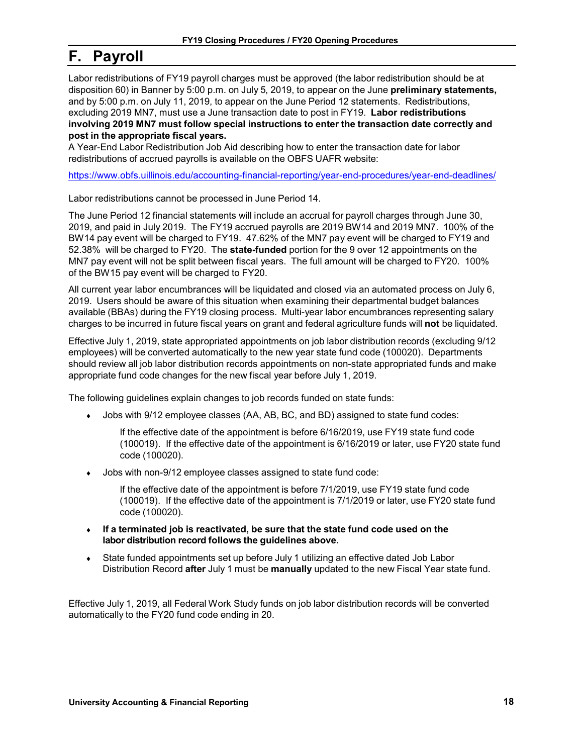# F. Payroll

Labor redistributions of FY19 payroll charges must be approved (the labor redistribution should be at disposition 60) in Banner by 5:00 p.m. on July 5, 2019, to appear on the June **preliminary statements,** and by 5:00 p.m. on July 11, 2019, to appear on the June Period 12 statements. Redistributions, excluding 2019 MN7, must use a June transaction date to post in FY19. **Labor redistributions involving 2019 MN7 must follow special instructions to enter the transaction date correctly and post in the appropriate fiscal years.**
A Year-End Labor Redistribution Job Aid describing how to enter the transaction date for labor redistributions of accrued payrolls is available on the OBFS UAFR website:

https://www.obfs.uillinois.edu/accounting-financial-reporting/year-end-procedures/year-end-deadlines/

Labor redistributions cannot be processed in June Period 14.

The June Period 12 financial statements will include an accrual for payroll charges through June 30, 2019, and paid in July 2019. The FY19 accrued payrolls are 2019 BW14 and 2019 MN7. 100% of the BW14 pay event will be charged to FY19. 47.62% of the MN7 pay event will be charged to FY19 and 52.38% will be charged to FY20. The **state-funded** portion for the 9 over 12 appointments on the MN7 pay event will not be split between fiscal years. The full amount will be charged to FY20. 100% of the BW15 pay event will be charged to FY20.

All current year labor encumbrances will be liquidated and closed via an automated process on July 6, 2019. Users should be aware of this situation when examining their departmental budget balances available (BBAs) during the FY19 closing process. Multi-year labor encumbrances representing salary charges to be incurred in future fiscal years on grant and federal agriculture funds will **not** be liquidated.

Effective July 1, 2019, state appropriated appointments on job labor distribution records (excluding 9/12 employees) will be converted automatically to the new year state fund code (100020). Departments should review all job labor distribution records appointments on non-state appropriated funds and make appropriate fund code changes for the new fiscal year before July 1, 2019.

The following guidelines explain changes to job records funded on state funds:

- Jobs with 9/12 employee classes (AA, AB, BC, and BD) assigned to state fund codes:

  If the effective date of the appointment is before 6/16/2019, use FY19 state fund code (100019). If the effective date of the appointment is 6/16/2019 or later, use FY20 state fund code (100020).

- Jobs with non-9/12 employee classes assigned to state fund code:

  If the effective date of the appointment is before 7/1/2019, use FY19 state fund code (100019). If the effective date of the appointment is 7/1/2019 or later, use FY20 state fund code (100020).

- **If a terminated job is reactivated, be sure that the state fund code used on the labor distribution record follows the guidelines above.**

- State funded appointments set up before July 1 utilizing an effective dated Job Labor Distribution Record **after** July 1 must be **manually** updated to the new Fiscal Year state fund.

Effective July 1, 2019, all Federal Work Study funds on job labor distribution records will be converted automatically to the FY20 fund code ending in 20.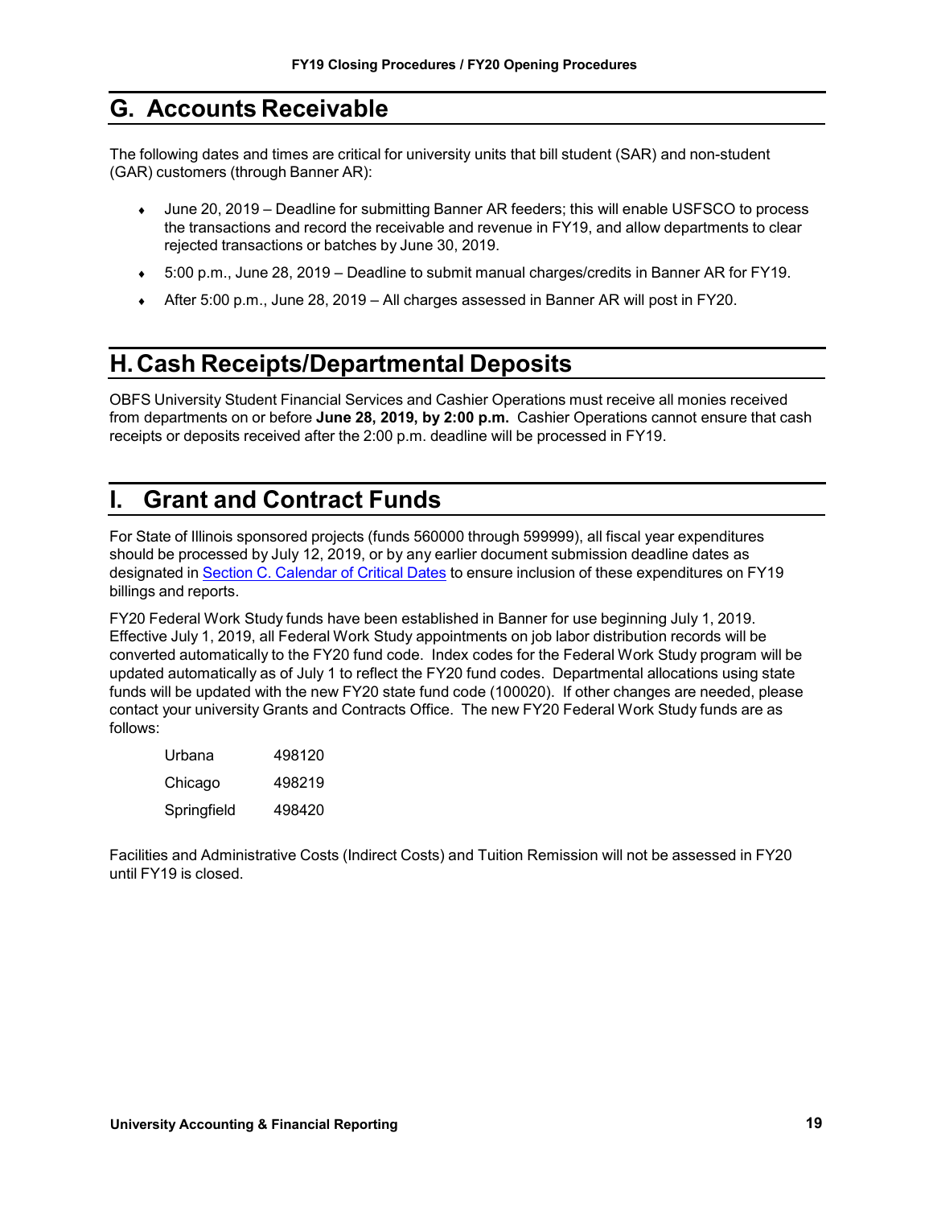## G. Accounts Receivable

The following dates and times are critical for university units that bill student (SAR) and non-student (GAR) customers (through Banner AR):

- June 20, 2019 – Deadline for submitting Banner AR feeders; this will enable USFSCO to process the transactions and record the receivable and revenue in FY19, and allow departments to clear rejected transactions or batches by June 30, 2019.
- 5:00 p.m., June 28, 2019 – Deadline to submit manual charges/credits in Banner AR for FY19.
- After 5:00 p.m., June 28, 2019 – All charges assessed in Banner AR will post in FY20.

## H. Cash Receipts/Departmental Deposits

OBFS University Student Financial Services and Cashier Operations must receive all monies received from departments on or before **June 28, 2019, by 2:00 p.m.** Cashier Operations cannot ensure that cash receipts or deposits received after the 2:00 p.m. deadline will be processed in FY19.

## I. Grant and Contract Funds

For State of Illinois sponsored projects (funds 560000 through 599999), all fiscal year expenditures should be processed by July 12, 2019, or by any earlier document submission deadline dates as designated in Section C. Calendar of Critical Dates to ensure inclusion of these expenditures on FY19 billings and reports.

FY20 Federal Work Study funds have been established in Banner for use beginning July 1, 2019. Effective July 1, 2019, all Federal Work Study appointments on job labor distribution records will be converted automatically to the FY20 fund code. Index codes for the Federal Work Study program will be updated automatically as of July 1 to reflect the FY20 fund codes. Departmental allocations using state funds will be updated with the new FY20 state fund code (100020). If other changes are needed, please contact your university Grants and Contracts Office. The new FY20 Federal Work Study funds are as follows:

| | |
|---|---|
| Urbana | 498120 |
| Chicago | 498219 |
| Springfield | 498420 |

Facilities and Administrative Costs (Indirect Costs) and Tuition Remission will not be assessed in FY20 until FY19 is closed.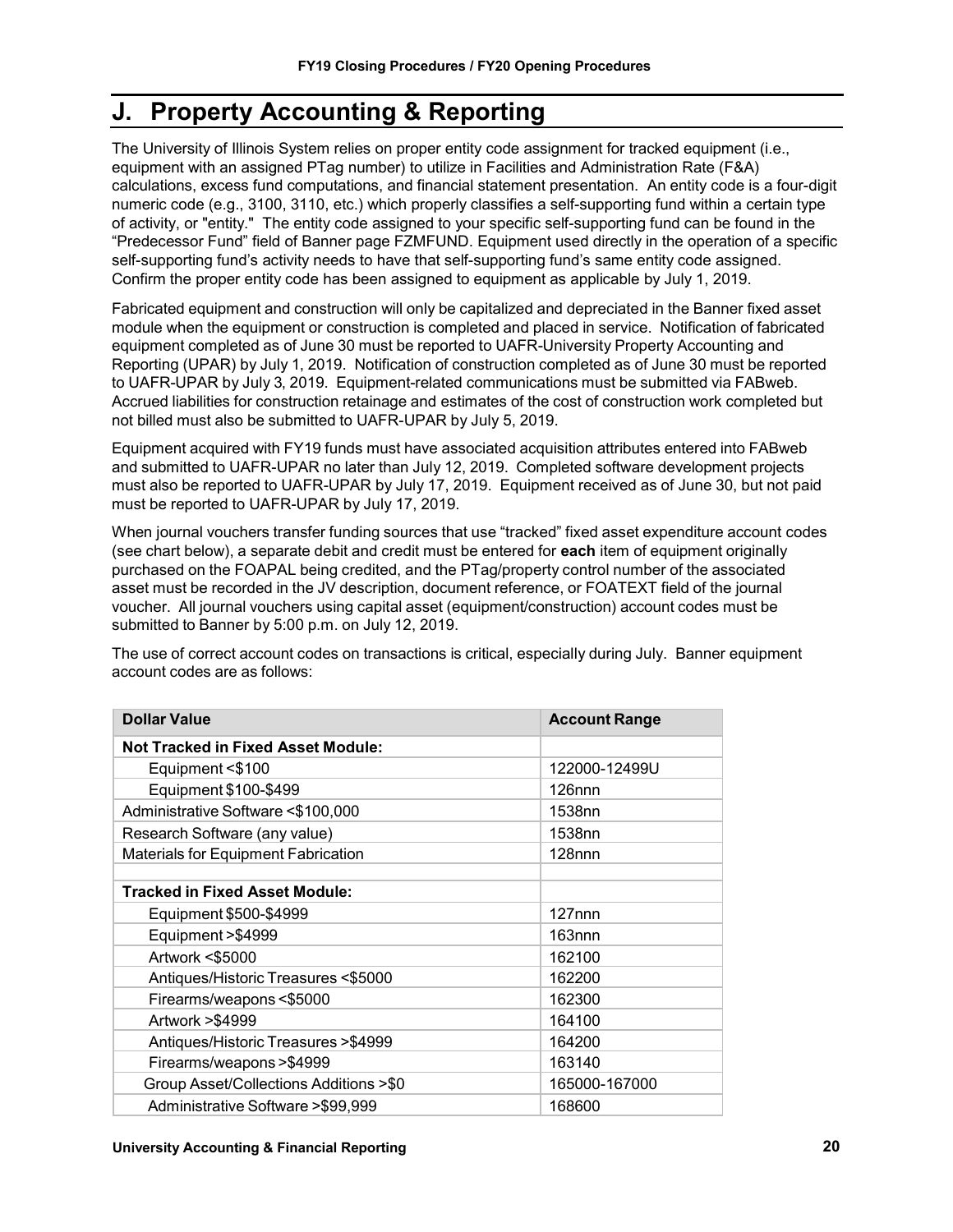## J. Property Accounting & Reporting

The University of Illinois System relies on proper entity code assignment for tracked equipment (i.e., equipment with an assigned PTag number) to utilize in Facilities and Administration Rate (F&A) calculations, excess fund computations, and financial statement presentation. An entity code is a four-digit numeric code (e.g., 3100, 3110, etc.) which properly classifies a self-supporting fund within a certain type of activity, or "entity." The entity code assigned to your specific self-supporting fund can be found in the "Predecessor Fund" field of Banner page FZMFUND. Equipment used directly in the operation of a specific self-supporting fund's activity needs to have that self-supporting fund's same entity code assigned. Confirm the proper entity code has been assigned to equipment as applicable by July 1, 2019.

Fabricated equipment and construction will only be capitalized and depreciated in the Banner fixed asset module when the equipment or construction is completed and placed in service. Notification of fabricated equipment completed as of June 30 must be reported to UAFR-University Property Accounting and Reporting (UPAR) by July 1, 2019. Notification of construction completed as of June 30 must be reported to UAFR-UPAR by July 3, 2019. Equipment-related communications must be submitted via FABweb. Accrued liabilities for construction retainage and estimates of the cost of construction work completed but not billed must also be submitted to UAFR-UPAR by July 5, 2019.

Equipment acquired with FY19 funds must have associated acquisition attributes entered into FABweb and submitted to UAFR-UPAR no later than July 12, 2019. Completed software development projects must also be reported to UAFR-UPAR by July 17, 2019. Equipment received as of June 30, but not paid must be reported to UAFR-UPAR by July 17, 2019.

When journal vouchers transfer funding sources that use "tracked" fixed asset expenditure account codes (see chart below), a separate debit and credit must be entered for **each** item of equipment originally purchased on the FOAPAL being credited, and the PTag/property control number of the associated asset must be recorded in the JV description, document reference, or FOATEXT field of the journal voucher. All journal vouchers using capital asset (equipment/construction) account codes must be submitted to Banner by 5:00 p.m. on July 12, 2019.

The use of correct account codes on transactions is critical, especially during July. Banner equipment account codes are as follows:

| Dollar Value | Account Range |
|---|---|
| **Not Tracked in Fixed Asset Module:** | |
| Equipment <$100 | 122000-12499U |
| Equipment $100-$499 | 126nnn |
| Administrative Software <$100,000 | 1538nn |
| Research Software (any value) | 1538nn |
| Materials for Equipment Fabrication | 128nnn |
| | |
| **Tracked in Fixed Asset Module:** | |
| Equipment $500-$4999 | 127nnn |
| Equipment >$4999 | 163nnn |
| Artwork <$5000 | 162100 |
| Antiques/Historic Treasures <$5000 | 162200 |
| Firearms/weapons <$5000 | 162300 |
| Artwork >$4999 | 164100 |
| Antiques/Historic Treasures >$4999 | 164200 |
| Firearms/weapons >$4999 | 163140 |
| Group Asset/Collections Additions >$0 | 165000-167000 |
| Administrative Software >$99,999 | 168600 |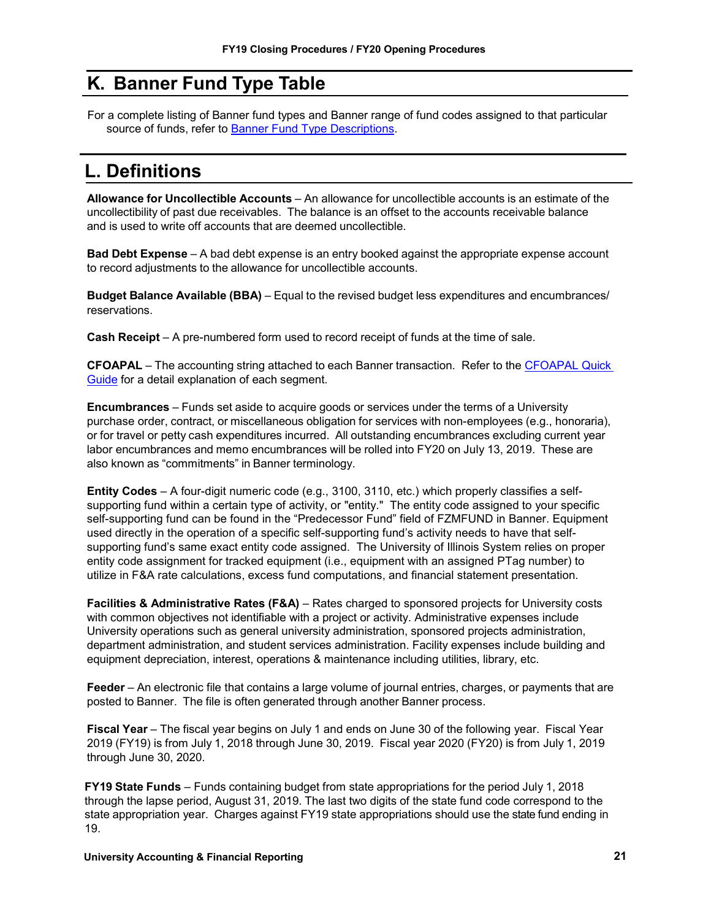## K. Banner Fund Type Table

For a complete listing of Banner fund types and Banner range of fund codes assigned to that particular source of funds, refer to [Banner Fund Type Descriptions].

## L. Definitions

**Allowance for Uncollectible Accounts** – An allowance for uncollectible accounts is an estimate of the uncollectibility of past due receivables. The balance is an offset to the accounts receivable balance and is used to write off accounts that are deemed uncollectible.

**Bad Debt Expense** – A bad debt expense is an entry booked against the appropriate expense account to record adjustments to the allowance for uncollectible accounts.

**Budget Balance Available (BBA)** – Equal to the revised budget less expenditures and encumbrances/ reservations.

**Cash Receipt** – A pre-numbered form used to record receipt of funds at the time of sale.

**CFOAPAL** – The accounting string attached to each Banner transaction. Refer to the [CFOAPAL Quick Guide] for a detail explanation of each segment.

**Encumbrances** – Funds set aside to acquire goods or services under the terms of a University purchase order, contract, or miscellaneous obligation for services with non-employees (e.g., honoraria), or for travel or petty cash expenditures incurred. All outstanding encumbrances excluding current year labor encumbrances and memo encumbrances will be rolled into FY20 on July 13, 2019. These are also known as "commitments" in Banner terminology.

**Entity Codes** – A four-digit numeric code (e.g., 3100, 3110, etc.) which properly classifies a self-supporting fund within a certain type of activity, or "entity." The entity code assigned to your specific self-supporting fund can be found in the "Predecessor Fund" field of FZMFUND in Banner. Equipment used directly in the operation of a specific self-supporting fund's activity needs to have that self-supporting fund's same exact entity code assigned. The University of Illinois System relies on proper entity code assignment for tracked equipment (i.e., equipment with an assigned PTag number) to utilize in F&A rate calculations, excess fund computations, and financial statement presentation.

**Facilities & Administrative Rates (F&A)** – Rates charged to sponsored projects for University costs with common objectives not identifiable with a project or activity. Administrative expenses include University operations such as general university administration, sponsored projects administration, department administration, and student services administration. Facility expenses include building and equipment depreciation, interest, operations & maintenance including utilities, library, etc.

**Feeder** – An electronic file that contains a large volume of journal entries, charges, or payments that are posted to Banner. The file is often generated through another Banner process.

**Fiscal Year** – The fiscal year begins on July 1 and ends on June 30 of the following year. Fiscal Year 2019 (FY19) is from July 1, 2018 through June 30, 2019. Fiscal year 2020 (FY20) is from July 1, 2019 through June 30, 2020.

**FY19 State Funds** – Funds containing budget from state appropriations for the period July 1, 2018 through the lapse period, August 31, 2019. The last two digits of the state fund code correspond to the state appropriation year. Charges against FY19 state appropriations should use the state fund ending in 19.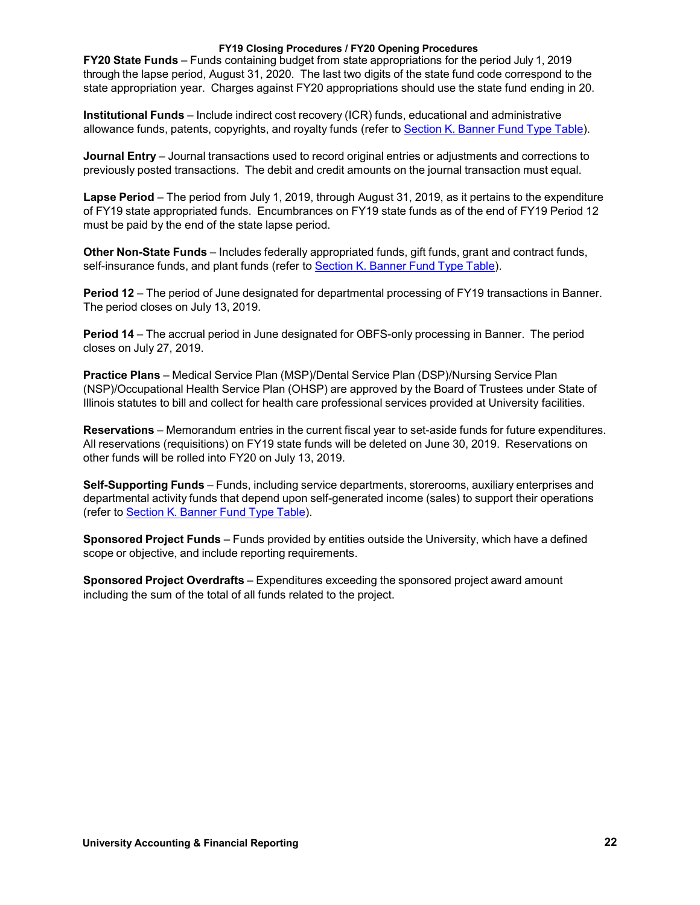**FY20 State Funds** – Funds containing budget from state appropriations for the period July 1, 2019 through the lapse period, August 31, 2020. The last two digits of the state fund code correspond to the state appropriation year. Charges against FY20 appropriations should use the state fund ending in 20.

**Institutional Funds** – Include indirect cost recovery (ICR) funds, educational and administrative allowance funds, patents, copyrights, and royalty funds (refer to Section K. Banner Fund Type Table).

**Journal Entry** – Journal transactions used to record original entries or adjustments and corrections to previously posted transactions. The debit and credit amounts on the journal transaction must equal.

**Lapse Period** – The period from July 1, 2019, through August 31, 2019, as it pertains to the expenditure of FY19 state appropriated funds. Encumbrances on FY19 state funds as of the end of FY19 Period 12 must be paid by the end of the state lapse period.

**Other Non-State Funds** – Includes federally appropriated funds, gift funds, grant and contract funds, self-insurance funds, and plant funds (refer to Section K. Banner Fund Type Table).

**Period 12** – The period of June designated for departmental processing of FY19 transactions in Banner. The period closes on July 13, 2019.

**Period 14** – The accrual period in June designated for OBFS-only processing in Banner. The period closes on July 27, 2019.

**Practice Plans** – Medical Service Plan (MSP)/Dental Service Plan (DSP)/Nursing Service Plan (NSP)/Occupational Health Service Plan (OHSP) are approved by the Board of Trustees under State of Illinois statutes to bill and collect for health care professional services provided at University facilities.

**Reservations** – Memorandum entries in the current fiscal year to set-aside funds for future expenditures. All reservations (requisitions) on FY19 state funds will be deleted on June 30, 2019. Reservations on other funds will be rolled into FY20 on July 13, 2019.

**Self-Supporting Funds** – Funds, including service departments, storerooms, auxiliary enterprises and departmental activity funds that depend upon self-generated income (sales) to support their operations (refer to Section K. Banner Fund Type Table).

**Sponsored Project Funds** – Funds provided by entities outside the University, which have a defined scope or objective, and include reporting requirements.

**Sponsored Project Overdrafts** – Expenditures exceeding the sponsored project award amount including the sum of the total of all funds related to the project.